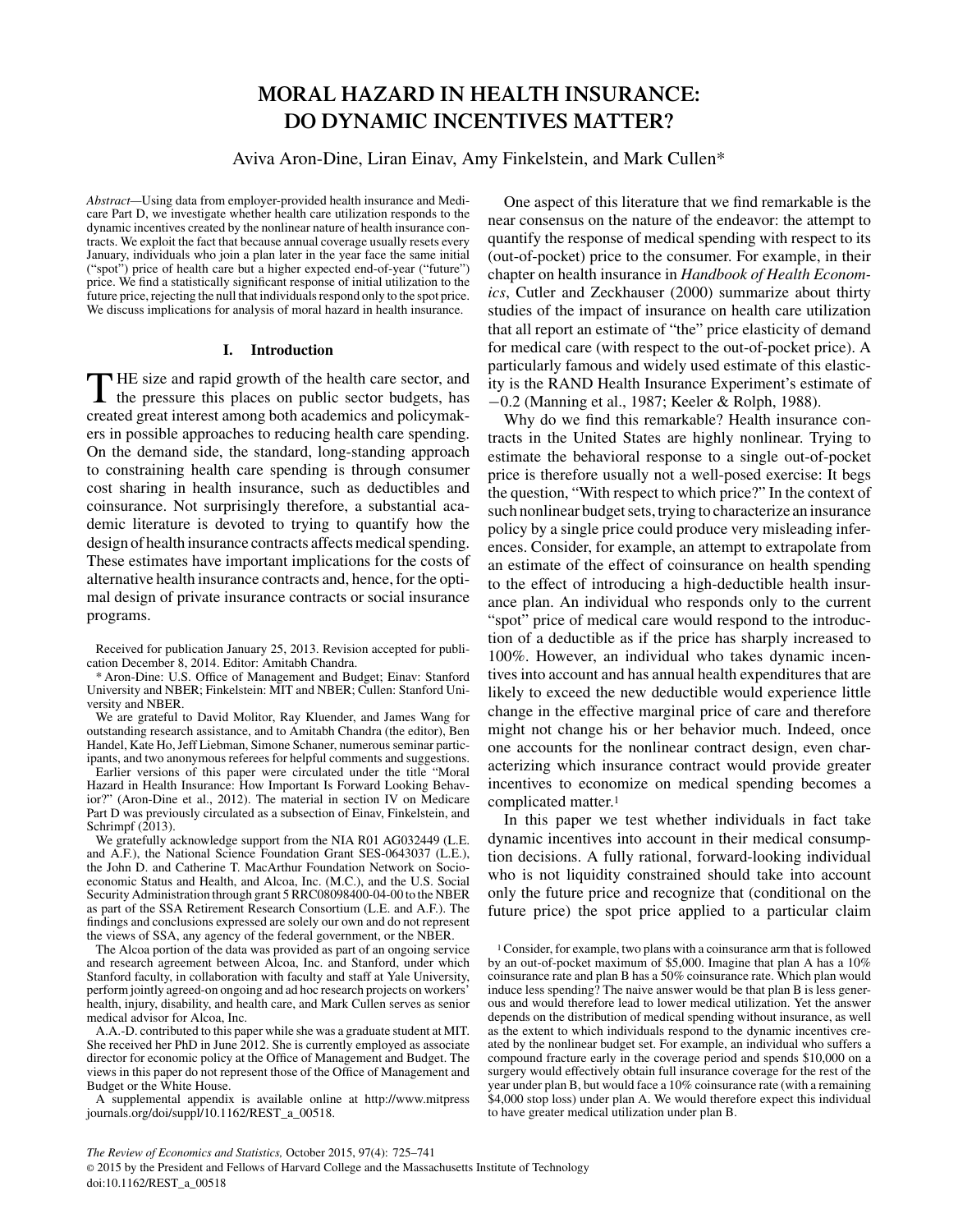# MORAL HAZARD IN HEALTH INSURANCE: DO DYNAMIC INCENTIVES MATTER?

Aviva Aron-Dine, Liran Einav, Amy Finkelstein, and Mark Cullen*

*Abstract*—Using data from employer-provided health insurance and Medicare Part D, we investigate whether health care utilization responds to the dynamic incentives created by the nonlinear nature of health insurance contracts. We exploit the fact that because annual coverage usually resets every January, individuals who join a plan later in the year face the same initial ("spot") price of health care but a higher expected end-of-year ("future") price. We find a statistically significant response of initial utilization to the future price, rejecting the null that individuals respond only to the spot price. We discuss implications for analysis of moral hazard in health insurance.

## I. Introduction

THE size and rapid growth of the health care sector, and the pressure this places on public sector budgets, has created great interest among both academics and policymakers in possible approaches to reducing health care spending. On the demand side, the standard, long-standing approach to constraining health care spending is through consumer cost sharing in health insurance, such as deductibles and coinsurance. Not surprisingly therefore, a substantial academic literature is devoted to trying to quantify how the design of health insurance contracts affects medical spending. These estimates have important implications for the costs of alternative health insurance contracts and, hence, for the optimal design of private insurance contracts or social insurance programs.

Received for publication January 25, 2013. Revision accepted for publication December 8, 2014. Editor: Amitabh Chandra.

\* Aron-Dine: U.S. Office of Management and Budget; Einav: Stanford University and NBER; Finkelstein: MIT and NBER; Cullen: Stanford University and NBER.

We are grateful to David Molitor, Ray Kluender, and James Wang for outstanding research assistance, and to Amitabh Chandra (the editor), Ben Handel, Kate Ho, Jeff Liebman, Simone Schaner, numerous seminar participants, and two anonymous referees for helpful comments and suggestions.

Earlier versions of this paper were circulated under the title "Moral Hazard in Health Insurance: How Important Is Forward Looking Behavior?" (Aron-Dine et al., 2012). The material in section IV on Medicare Part D was previously circulated as a subsection of Einav, Finkelstein, and Schrimpf (2013).

We gratefully acknowledge support from the NIA R01 AG032449 (L.E. and A.F.), the National Science Foundation Grant SES-0643037 (L.E.), the John D. and Catherine T. MacArthur Foundation Network on Socioeconomic Status and Health, and Alcoa, Inc. (M.C.), and the U.S. Social Security Administration through grant 5 RRC08098400-04-00 to the NBER as part of the SSA Retirement Research Consortium (L.E. and A.F.). The findings and conclusions expressed are solely our own and do not represent the views of SSA, any agency of the federal government, or the NBER.

The Alcoa portion of the data was provided as part of an ongoing service and research agreement between Alcoa, Inc. and Stanford, under which Stanford faculty, in collaboration with faculty and staff at Yale University, perform jointly agreed-on ongoing and ad hoc research projects on workers' health, injury, disability, and health care, and Mark Cullen serves as senior medical advisor for Alcoa, Inc.

A.A.-D. contributed to this paper while she was a graduate student at MIT. She received her PhD in June 2012. She is currently employed as associate director for economic policy at the Office of Management and Budget. The views in this paper do not represent those of the Office of Management and Budget or the White House.

A supplemental appendix is available online at http://www.mitpressjournals.org/doi/suppl/10.1162/REST_a_00518.

One aspect of this literature that we find remarkable is the near consensus on the nature of the endeavor: the attempt to quantify the response of medical spending with respect to its (out-of-pocket) price to the consumer. For example, in their chapter on health insurance in *Handbook of Health Economics*, Cutler and Zeckhauser (2000) summarize about thirty studies of the impact of insurance on health care utilization that all report an estimate of "the" price elasticity of demand for medical care (with respect to the out-of-pocket price). A particularly famous and widely used estimate of this elasticity is the RAND Health Insurance Experiment's estimate of −0.2 (Manning et al., 1987; Keeler & Rolph, 1988).

Why do we find this remarkable? Health insurance contracts in the United States are highly nonlinear. Trying to estimate the behavioral response to a single out-of-pocket price is therefore usually not a well-posed exercise: It begs the question, "With respect to which price?" In the context of such nonlinear budget sets, trying to characterize an insurance policy by a single price could produce very misleading inferences. Consider, for example, an attempt to extrapolate from an estimate of the effect of coinsurance on health spending to the effect of introducing a high-deductible health insurance plan. An individual who responds only to the current "spot" price of medical care would respond to the introduction of a deductible as if the price has sharply increased to 100%. However, an individual who takes dynamic incentives into account and has annual health expenditures that are likely to exceed the new deductible would experience little change in the effective marginal price of care and therefore might not change his or her behavior much. Indeed, once one accounts for the nonlinear contract design, even characterizing which insurance contract would provide greater incentives to economize on medical spending becomes a complicated matter.[1]

In this paper we test whether individuals in fact take dynamic incentives into account in their medical consumption decisions. A fully rational, forward-looking individual who is not liquidity constrained should take into account only the future price and recognize that (conditional on the future price) the spot price applied to a particular claim

[1] Consider, for example, two plans with a coinsurance arm that is followed by an out-of-pocket maximum of $5,000. Imagine that plan A has a 10% coinsurance rate and plan B has a 50% coinsurance rate. Which plan would induce less spending? The naive answer would be that plan B is less generous and would therefore lead to lower medical utilization. Yet the answer depends on the distribution of medical spending without insurance, as well as the extent to which individuals respond to the dynamic incentives created by the nonlinear budget set. For example, an individual who suffers a compound fracture early in the coverage period and spends $10,000 on a surgery would effectively obtain full insurance coverage for the rest of the year under plan B, but would face a 10% coinsurance rate (with a remaining $4,000 stop loss) under plan A. We would therefore expect this individual to have greater medical utilization under plan B.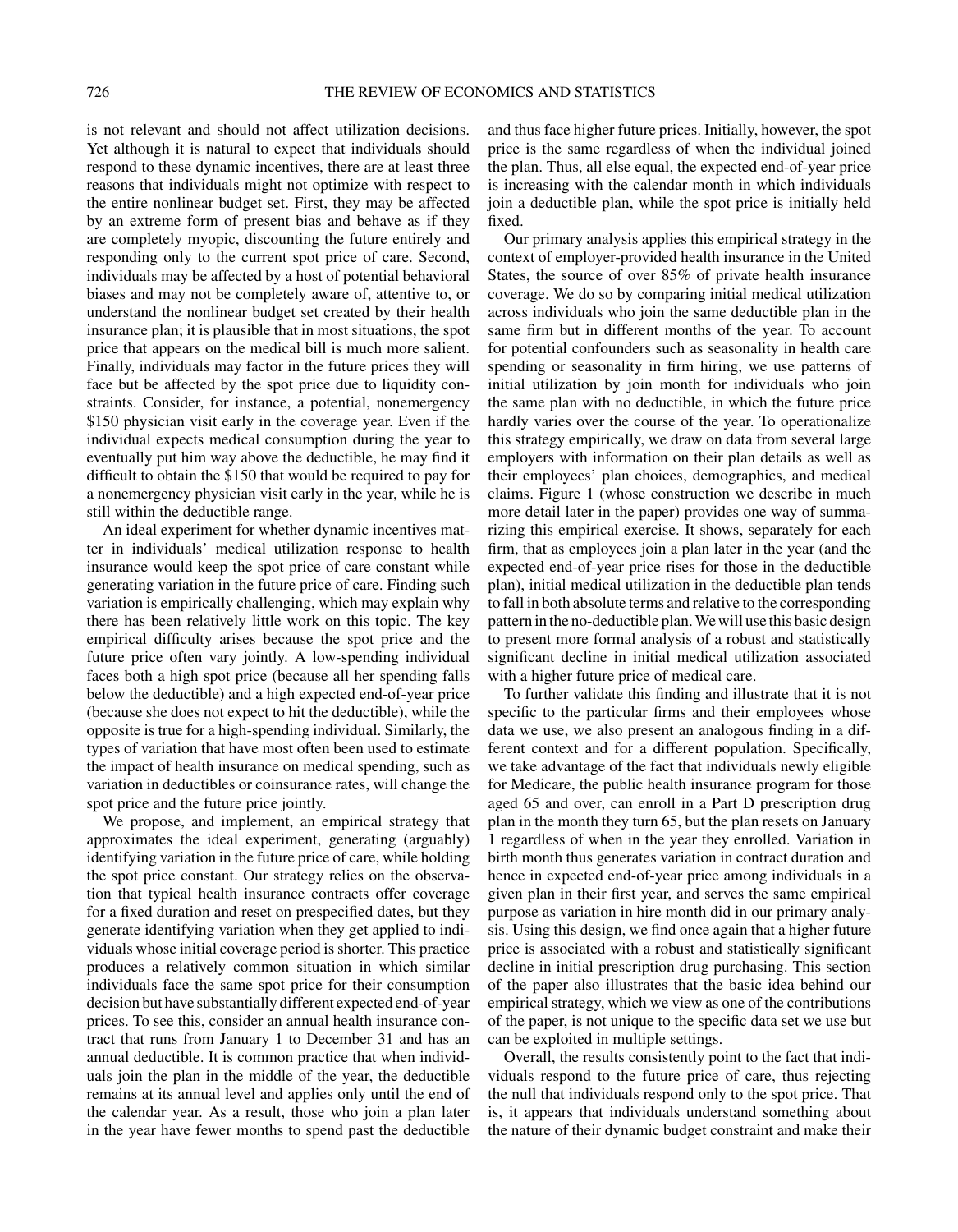is not relevant and should not affect utilization decisions. Yet although it is natural to expect that individuals should respond to these dynamic incentives, there are at least three reasons that individuals might not optimize with respect to the entire nonlinear budget set. First, they may be affected by an extreme form of present bias and behave as if they are completely myopic, discounting the future entirely and responding only to the current spot price of care. Second, individuals may be affected by a host of potential behavioral biases and may not be completely aware of, attentive to, or understand the nonlinear budget set created by their health insurance plan; it is plausible that in most situations, the spot price that appears on the medical bill is much more salient. Finally, individuals may factor in the future prices they will face but be affected by the spot price due to liquidity constraints. Consider, for instance, a potential, nonemergency \$150 physician visit early in the coverage year. Even if the individual expects medical consumption during the year to eventually put him way above the deductible, he may find it difficult to obtain the \$150 that would be required to pay for a nonemergency physician visit early in the year, while he is still within the deductible range.

An ideal experiment for whether dynamic incentives matter in individuals' medical utilization response to health insurance would keep the spot price of care constant while generating variation in the future price of care. Finding such variation is empirically challenging, which may explain why there has been relatively little work on this topic. The key empirical difficulty arises because the spot price and the future price often vary jointly. A low-spending individual faces both a high spot price (because all her spending falls below the deductible) and a high expected end-of-year price (because she does not expect to hit the deductible), while the opposite is true for a high-spending individual. Similarly, the types of variation that have most often been used to estimate the impact of health insurance on medical spending, such as variation in deductibles or coinsurance rates, will change the spot price and the future price jointly.

We propose, and implement, an empirical strategy that approximates the ideal experiment, generating (arguably) identifying variation in the future price of care, while holding the spot price constant. Our strategy relies on the observation that typical health insurance contracts offer coverage for a fixed duration and reset on prespecified dates, but they generate identifying variation when they get applied to individuals whose initial coverage period is shorter. This practice produces a relatively common situation in which similar individuals face the same spot price for their consumption decision but have substantially different expected end-of-year prices. To see this, consider an annual health insurance contract that runs from January 1 to December 31 and has an annual deductible. It is common practice that when individuals join the plan in the middle of the year, the deductible remains at its annual level and applies only until the end of the calendar year. As a result, those who join a plan later in the year have fewer months to spend past the deductible and thus face higher future prices. Initially, however, the spot price is the same regardless of when the individual joined the plan. Thus, all else equal, the expected end-of-year price is increasing with the calendar month in which individuals join a deductible plan, while the spot price is initially held fixed.

Our primary analysis applies this empirical strategy in the context of employer-provided health insurance in the United States, the source of over 85% of private health insurance coverage. We do so by comparing initial medical utilization across individuals who join the same deductible plan in the same firm but in different months of the year. To account for potential confounders such as seasonality in health care spending or seasonality in firm hiring, we use patterns of initial utilization by join month for individuals who join the same plan with no deductible, in which the future price hardly varies over the course of the year. To operationalize this strategy empirically, we draw on data from several large employers with information on their plan details as well as their employees' plan choices, demographics, and medical claims. Figure 1 (whose construction we describe in much more detail later in the paper) provides one way of summarizing this empirical exercise. It shows, separately for each firm, that as employees join a plan later in the year (and the expected end-of-year price rises for those in the deductible plan), initial medical utilization in the deductible plan tends to fall in both absolute terms and relative to the corresponding pattern in the no-deductible plan. We will use this basic design to present more formal analysis of a robust and statistically significant decline in initial medical utilization associated with a higher future price of medical care.

To further validate this finding and illustrate that it is not specific to the particular firms and their employees whose data we use, we also present an analogous finding in a different context and for a different population. Specifically, we take advantage of the fact that individuals newly eligible for Medicare, the public health insurance program for those aged 65 and over, can enroll in a Part D prescription drug plan in the month they turn 65, but the plan resets on January 1 regardless of when in the year they enrolled. Variation in birth month thus generates variation in contract duration and hence in expected end-of-year price among individuals in a given plan in their first year, and serves the same empirical purpose as variation in hire month did in our primary analysis. Using this design, we find once again that a higher future price is associated with a robust and statistically significant decline in initial prescription drug purchasing. This section of the paper also illustrates that the basic idea behind our empirical strategy, which we view as one of the contributions of the paper, is not unique to the specific data set we use but can be exploited in multiple settings.

Overall, the results consistently point to the fact that individuals respond to the future price of care, thus rejecting the null that individuals respond only to the spot price. That is, it appears that individuals understand something about the nature of their dynamic budget constraint and make their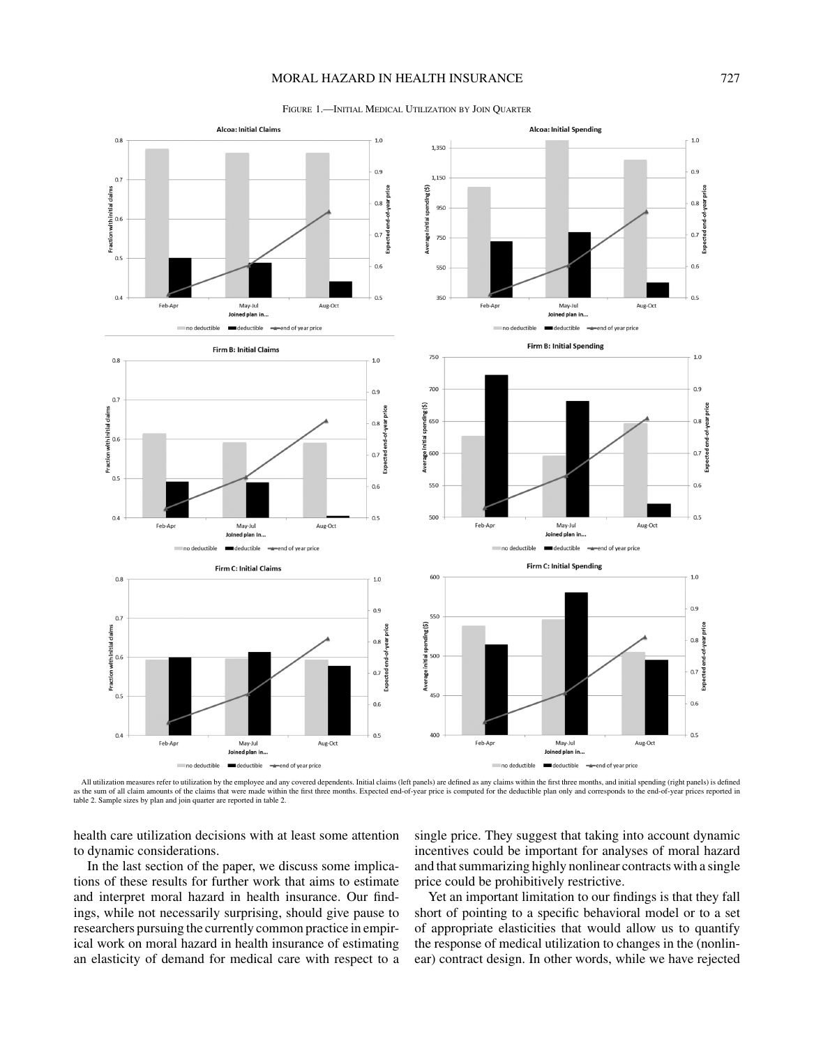FIGURE 1.—INITIAL MEDICAL UTILIZATION BY JOIN QUARTER

All utilization measures refer to utilization by the employee and any covered dependents. Initial claims (left panels) are defined as any claims within the first three months, and initial spending (right panels) is defined as the sum of all claim amounts of the claims that were made within the first three months. Expected end-of-year price is computed for the deductible plan only and corresponds to the end-of-year prices reported in table 2. Sample sizes by plan and join quarter are reported in table 2.

health care utilization decisions with at least some attention to dynamic considerations.

In the last section of the paper, we discuss some implications of these results for further work that aims to estimate and interpret moral hazard in health insurance. Our findings, while not necessarily surprising, should give pause to researchers pursuing the currently common practice in empirical work on moral hazard in health insurance of estimating an elasticity of demand for medical care with respect to a single price. They suggest that taking into account dynamic incentives could be important for analyses of moral hazard and that summarizing highly nonlinear contracts with a single price could be prohibitively restrictive.

Yet an important limitation to our findings is that they fall short of pointing to a specific behavioral model or to a set of appropriate elasticities that would allow us to quantify the response of medical utilization to changes in the (nonlinear) contract design. In other words, while we have rejected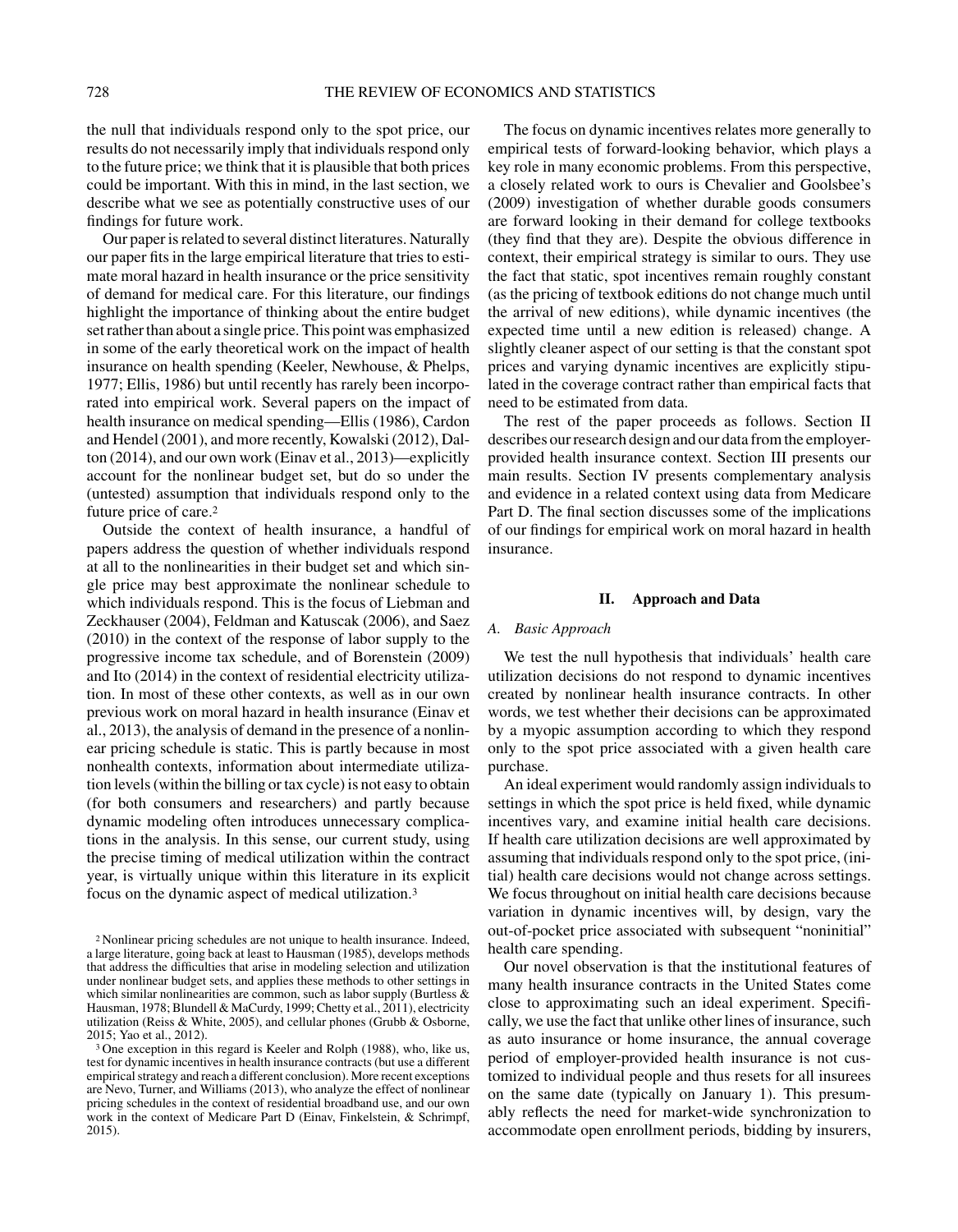the null that individuals respond only to the spot price, our results do not necessarily imply that individuals respond only to the future price; we think that it is plausible that both prices could be important. With this in mind, in the last section, we describe what we see as potentially constructive uses of our findings for future work.

Our paper is related to several distinct literatures. Naturally our paper fits in the large empirical literature that tries to estimate moral hazard in health insurance or the price sensitivity of demand for medical care. For this literature, our findings highlight the importance of thinking about the entire budget set rather than about a single price. This point was emphasized in some of the early theoretical work on the impact of health insurance on health spending (Keeler, Newhouse, & Phelps, 1977; Ellis, 1986) but until recently has rarely been incorporated into empirical work. Several papers on the impact of health insurance on medical spending—Ellis (1986), Cardon and Hendel (2001), and more recently, Kowalski (2012), Dalton (2014), and our own work (Einav et al., 2013)—explicitly account for the nonlinear budget set, but do so under the (untested) assumption that individuals respond only to the future price of care.[2]

Outside the context of health insurance, a handful of papers address the question of whether individuals respond at all to the nonlinearities in their budget set and which single price may best approximate the nonlinear schedule to which individuals respond. This is the focus of Liebman and Zeckhauser (2004), Feldman and Katuscak (2006), and Saez (2010) in the context of the response of labor supply to the progressive income tax schedule, and of Borenstein (2009) and Ito (2014) in the context of residential electricity utilization. In most of these other contexts, as well as in our own previous work on moral hazard in health insurance (Einav et al., 2013), the analysis of demand in the presence of a nonlinear pricing schedule is static. This is partly because in most nonhealth contexts, information about intermediate utilization levels (within the billing or tax cycle) is not easy to obtain (for both consumers and researchers) and partly because dynamic modeling often introduces unnecessary complications in the analysis. In this sense, our current study, using the precise timing of medical utilization within the contract year, is virtually unique within this literature in its explicit focus on the dynamic aspect of medical utilization.[3]

The focus on dynamic incentives relates more generally to empirical tests of forward-looking behavior, which plays a key role in many economic problems. From this perspective, a closely related work to ours is Chevalier and Goolsbee's (2009) investigation of whether durable goods consumers are forward looking in their demand for college textbooks (they find that they are). Despite the obvious difference in context, their empirical strategy is similar to ours. They use the fact that static, spot incentives remain roughly constant (as the pricing of textbook editions do not change much until the arrival of new editions), while dynamic incentives (the expected time until a new edition is released) change. A slightly cleaner aspect of our setting is that the constant spot prices and varying dynamic incentives are explicitly stipulated in the coverage contract rather than empirical facts that need to be estimated from data.

The rest of the paper proceeds as follows. Section II describes our research design and our data from the employer-provided health insurance context. Section III presents our main results. Section IV presents complementary analysis and evidence in a related context using data from Medicare Part D. The final section discusses some of the implications of our findings for empirical work on moral hazard in health insurance.

## II. Approach and Data

### A. Basic Approach

We test the null hypothesis that individuals' health care utilization decisions do not respond to dynamic incentives created by nonlinear health insurance contracts. In other words, we test whether their decisions can be approximated by a myopic assumption according to which they respond only to the spot price associated with a given health care purchase.

An ideal experiment would randomly assign individuals to settings in which the spot price is held fixed, while dynamic incentives vary, and examine initial health care decisions. If health care utilization decisions are well approximated by assuming that individuals respond only to the spot price, (initial) health care decisions would not change across settings. We focus throughout on initial health care decisions because variation in dynamic incentives will, by design, vary the out-of-pocket price associated with subsequent "noninitial" health care spending.

Our novel observation is that the institutional features of many health insurance contracts in the United States come close to approximating such an ideal experiment. Specifically, we use the fact that unlike other lines of insurance, such as auto insurance or home insurance, the annual coverage period of employer-provided health insurance is not customized to individual people and thus resets for all insurees on the same date (typically on January 1). This presumably reflects the need for market-wide synchronization to accommodate open enrollment periods, bidding by insurers,

[2] Nonlinear pricing schedules are not unique to health insurance. Indeed, a large literature, going back at least to Hausman (1985), develops methods that address the difficulties that arise in modeling selection and utilization under nonlinear budget sets, and applies these methods to other settings in which similar nonlinearities are common, such as labor supply (Burtless & Hausman, 1978; Blundell & MaCurdy, 1999; Chetty et al., 2011), electricity utilization (Reiss & White, 2005), and cellular phones (Grubb & Osborne, 2015; Yao et al., 2012).

[3] One exception in this regard is Keeler and Rolph (1988), who, like us, test for dynamic incentives in health insurance contracts (but use a different empirical strategy and reach a different conclusion). More recent exceptions are Nevo, Turner, and Williams (2013), who analyze the effect of nonlinear pricing schedules in the context of residential broadband use, and our own work in the context of Medicare Part D (Einav, Finkelstein, & Schrimpf, 2015).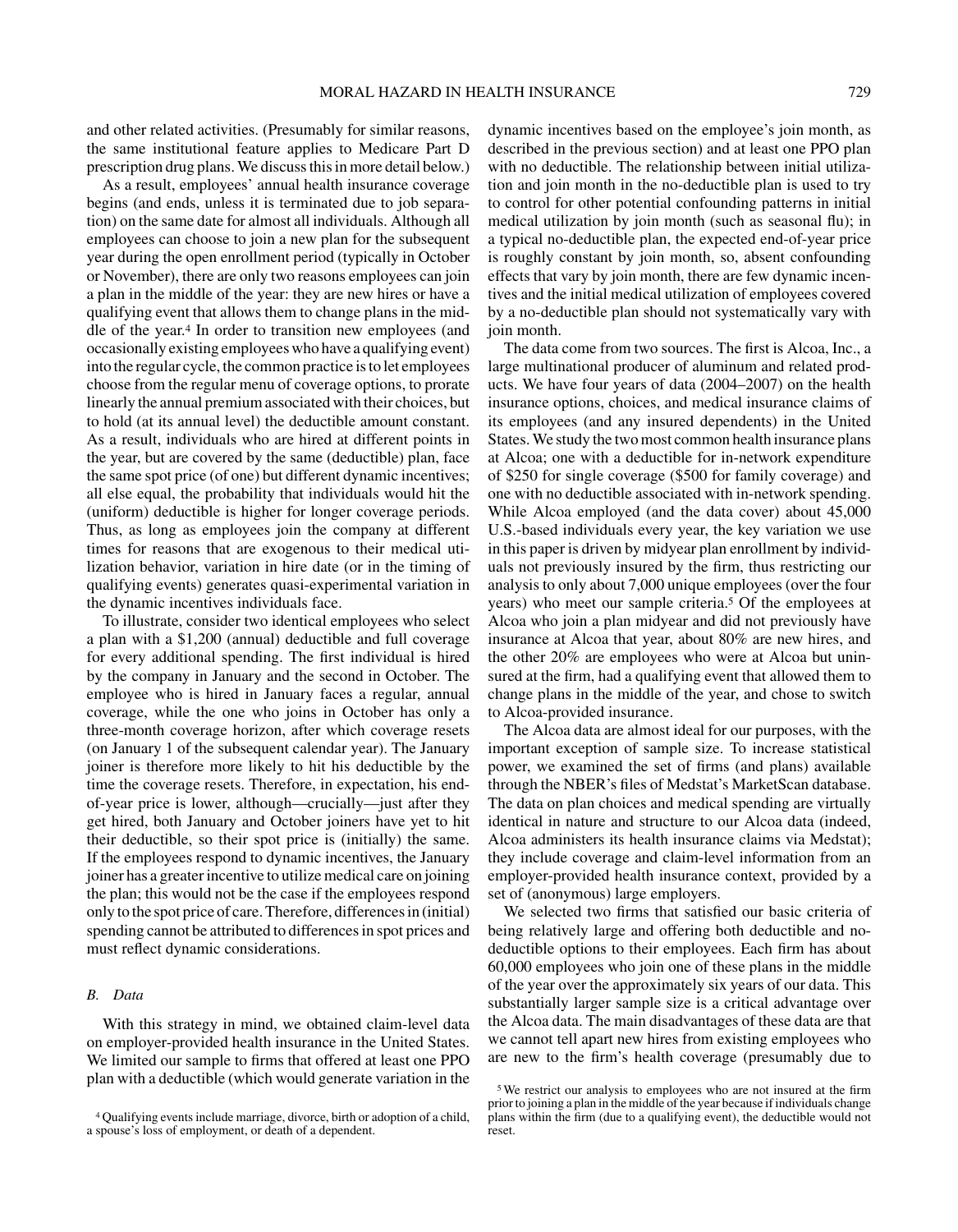and other related activities. (Presumably for similar reasons, the same institutional feature applies to Medicare Part D prescription drug plans. We discuss this in more detail below.)

As a result, employees' annual health insurance coverage begins (and ends, unless it is terminated due to job separation) on the same date for almost all individuals. Although all employees can choose to join a new plan for the subsequent year during the open enrollment period (typically in October or November), there are only two reasons employees can join a plan in the middle of the year: they are new hires or have a qualifying event that allows them to change plans in the middle of the year.[4] In order to transition new employees (and occasionally existing employees who have a qualifying event) into the regular cycle, the common practice is to let employees choose from the regular menu of coverage options, to prorate linearly the annual premium associated with their choices, but to hold (at its annual level) the deductible amount constant. As a result, individuals who are hired at different points in the year, but are covered by the same (deductible) plan, face the same spot price (of one) but different dynamic incentives; all else equal, the probability that individuals would hit the (uniform) deductible is higher for longer coverage periods. Thus, as long as employees join the company at different times for reasons that are exogenous to their medical utilization behavior, variation in hire date (or in the timing of qualifying events) generates quasi-experimental variation in the dynamic incentives individuals face.

To illustrate, consider two identical employees who select a plan with a \$1,200 (annual) deductible and full coverage for every additional spending. The first individual is hired by the company in January and the second in October. The employee who is hired in January faces a regular, annual coverage, while the one who joins in October has only a three-month coverage horizon, after which coverage resets (on January 1 of the subsequent calendar year). The January joiner is therefore more likely to hit his deductible by the time the coverage resets. Therefore, in expectation, his end-of-year price is lower, although—crucially—just after they get hired, both January and October joiners have yet to hit their deductible, so their spot price is (initially) the same. If the employees respond to dynamic incentives, the January joiner has a greater incentive to utilize medical care on joining the plan; this would not be the case if the employees respond only to the spot price of care. Therefore, differences in (initial) spending cannot be attributed to differences in spot prices and must reflect dynamic considerations.

### B. Data

With this strategy in mind, we obtained claim-level data on employer-provided health insurance in the United States. We limited our sample to firms that offered at least one PPO plan with a deductible (which would generate variation in the dynamic incentives based on the employee's join month, as described in the previous section) and at least one PPO plan with no deductible. The relationship between initial utilization and join month in the no-deductible plan is used to try to control for other potential confounding patterns in initial medical utilization by join month (such as seasonal flu); in a typical no-deductible plan, the expected end-of-year price is roughly constant by join month, so, absent confounding effects that vary by join month, there are few dynamic incentives and the initial medical utilization of employees covered by a no-deductible plan should not systematically vary with join month.

The data come from two sources. The first is Alcoa, Inc., a large multinational producer of aluminum and related products. We have four years of data (2004–2007) on the health insurance options, choices, and medical insurance claims of its employees (and any insured dependents) in the United States. We study the two most common health insurance plans at Alcoa; one with a deductible for in-network expenditure of \$250 for single coverage (\$500 for family coverage) and one with no deductible associated with in-network spending. While Alcoa employed (and the data cover) about 45,000 U.S.-based individuals every year, the key variation we use in this paper is driven by midyear plan enrollment by individuals not previously insured by the firm, thus restricting our analysis to only about 7,000 unique employees (over the four years) who meet our sample criteria.[5] Of the employees at Alcoa who join a plan midyear and did not previously have insurance at Alcoa that year, about 80% are new hires, and the other 20% are employees who were at Alcoa but uninsured at the firm, had a qualifying event that allowed them to change plans in the middle of the year, and chose to switch to Alcoa-provided insurance.

The Alcoa data are almost ideal for our purposes, with the important exception of sample size. To increase statistical power, we examined the set of firms (and plans) available through the NBER's files of Medstat's MarketScan database. The data on plan choices and medical spending are virtually identical in nature and structure to our Alcoa data (indeed, Alcoa administers its health insurance claims via Medstat); they include coverage and claim-level information from an employer-provided health insurance context, provided by a set of (anonymous) large employers.

We selected two firms that satisfied our basic criteria of being relatively large and offering both deductible and no-deductible options to their employees. Each firm has about 60,000 employees who join one of these plans in the middle of the year over the approximately six years of our data. This substantially larger sample size is a critical advantage over the Alcoa data. The main disadvantages of these data are that we cannot tell apart new hires from existing employees who are new to the firm's health coverage (presumably due to

[4] Qualifying events include marriage, divorce, birth or adoption of a child, a spouse's loss of employment, or death of a dependent.

[5] We restrict our analysis to employees who are not insured at the firm prior to joining a plan in the middle of the year because if individuals change plans within the firm (due to a qualifying event), the deductible would not reset.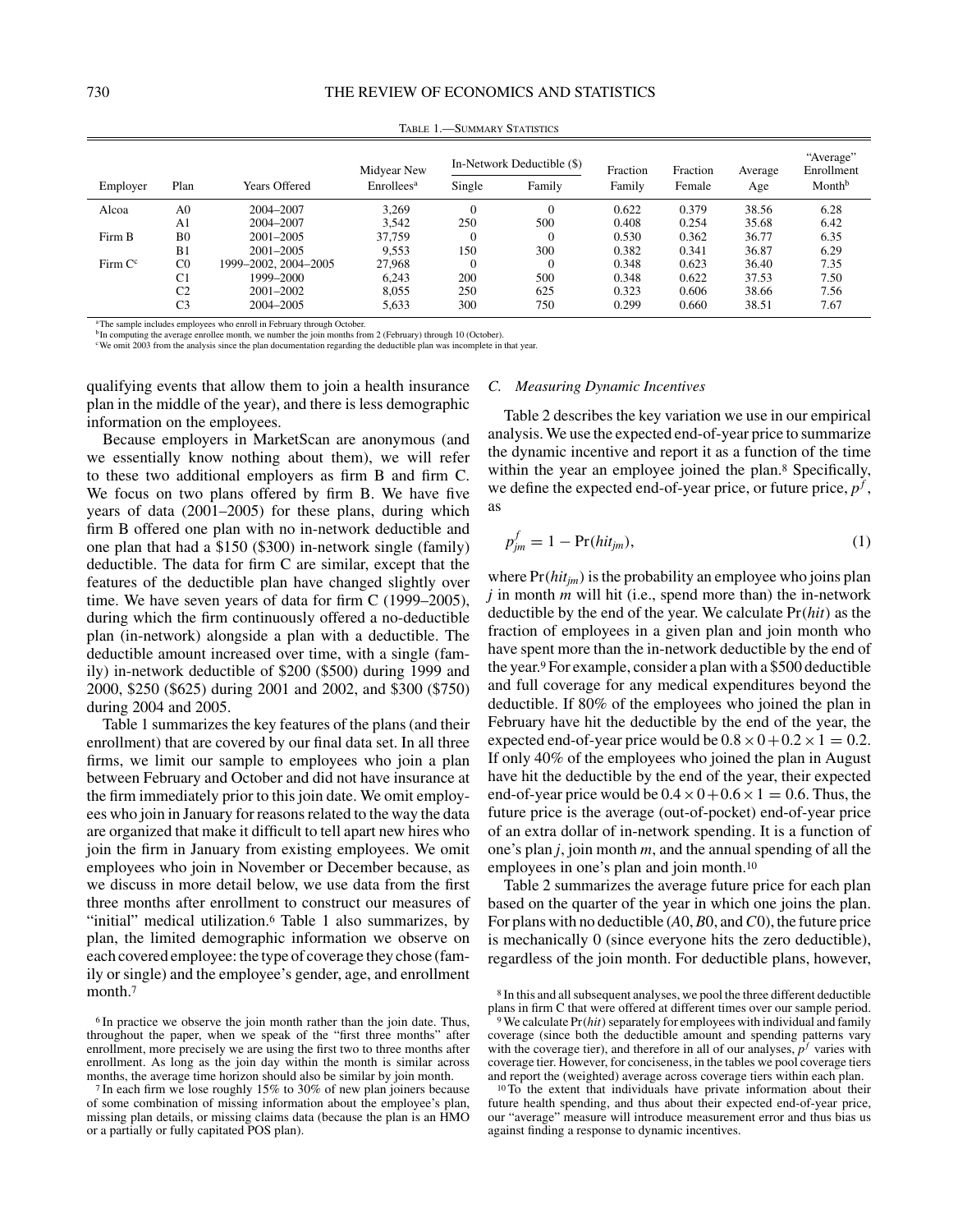TABLE 1.—SUMMARY STATISTICS

| Employer | Plan | Years Offered | Midyear New Enrollees[a] | In-Network Deductible ($) | | Fraction Family | Fraction Female | Average Age | "Average" Enrollment Month[b] |
|---|---|---|---|---|---|---|---|---|---|
| | | | | Single | Family | | | | |
| Alcoa | A0 | 2004–2007 | 3,269 | 0 | 0 | 0.622 | 0.379 | 38.56 | 6.28 |
| | A1 | 2004–2007 | 3,542 | 250 | 500 | 0.408 | 0.254 | 35.68 | 6.42 |
| Firm B | B0 | 2001–2005 | 37,759 | 0 | 0 | 0.530 | 0.362 | 36.77 | 6.35 |
| | B1 | 2001–2005 | 9,553 | 150 | 300 | 0.382 | 0.341 | 36.87 | 6.29 |
| Firm C[c] | C0 | 1999–2002, 2004–2005 | 27,968 | 0 | 0 | 0.348 | 0.623 | 36.40 | 7.35 |
| | C1 | 1999–2000 | 6,243 | 200 | 500 | 0.348 | 0.622 | 37.53 | 7.50 |
| | C2 | 2001–2002 | 8,055 | 250 | 625 | 0.323 | 0.606 | 38.66 | 7.56 |
| | C3 | 2004–2005 | 5,633 | 300 | 750 | 0.299 | 0.660 | 38.51 | 7.67 |

[a]The sample includes employees who enroll in February through October.
[b]In computing the average enrollee month, we number the join months from 2 (February) through 10 (October).
[c]We omit 2003 from the analysis since the plan documentation regarding the deductible plan was incomplete in that year.

qualifying events that allow them to join a health insurance plan in the middle of the year), and there is less demographic information on the employees.

Because employers in MarketScan are anonymous (and we essentially know nothing about them), we will refer to these two additional employers as firm B and firm C. We focus on two plans offered by firm B. We have five years of data (2001–2005) for these plans, during which firm B offered one plan with no in-network deductible and one plan that had a $150 ($300) in-network single (family) deductible. The data for firm C are similar, except that the features of the deductible plan have changed slightly over time. We have seven years of data for firm C (1999–2005), during which the firm continuously offered a no-deductible plan (in-network) alongside a plan with a deductible. The deductible amount increased over time, with a single (family) in-network deductible of $200 ($500) during 1999 and 2000, $250 ($625) during 2001 and 2002, and $300 ($750) during 2004 and 2005.

Table 1 summarizes the key features of the plans (and their enrollment) that are covered by our final data set. In all three firms, we limit our sample to employees who join a plan between February and October and did not have insurance at the firm immediately prior to this join date. We omit employees who join in January for reasons related to the way the data are organized that make it difficult to tell apart new hires who join the firm in January from existing employees. We omit employees who join in November or December because, as we discuss in more detail below, we use data from the first three months after enrollment to construct our measures of "initial" medical utilization.[6] Table 1 also summarizes, by plan, the limited demographic information we observe on each covered employee: the type of coverage they chose (family or single) and the employee's gender, age, and enrollment month.[7]

### C. Measuring Dynamic Incentives

Table 2 describes the key variation we use in our empirical analysis. We use the expected end-of-year price to summarize the dynamic incentive and report it as a function of the time within the year an employee joined the plan.[8] Specifically, we define the expected end-of-year price, or future price, $p^f$, as

$$p^f_{jm} = 1 - \Pr(hit_{jm}), \tag{1}$$

where $\Pr(hit_{jm})$ is the probability an employee who joins plan $j$ in month $m$ will hit (i.e., spend more than) the in-network deductible by the end of the year. We calculate $\Pr(hit)$ as the fraction of employees in a given plan and join month who have spent more than the in-network deductible by the end of the year.[9] For example, consider a plan with a $500 deductible and full coverage for any medical expenditures beyond the deductible. If 80% of the employees who joined the plan in February have hit the deductible by the end of the year, the expected end-of-year price would be $0.8 \times 0 + 0.2 \times 1 = 0.2$. If only 40% of the employees who joined the plan in August have hit the deductible by the end of the year, their expected end-of-year price would be $0.4 \times 0 + 0.6 \times 1 = 0.6$. Thus, the future price is the average (out-of-pocket) end-of-year price of an extra dollar of in-network spending. It is a function of one's plan $j$, join month $m$, and the annual spending of all the employees in one's plan and join month.[10]

Table 2 summarizes the average future price for each plan based on the quarter of the year in which one joins the plan. For plans with no deductible ($A0$, $B0$, and $C0$), the future price is mechanically 0 (since everyone hits the zero deductible), regardless of the join month. For deductible plans, however,

[6] In practice we observe the join month rather than the join date. Thus, throughout the paper, when we speak of the "first three months" after enrollment, more precisely we are using the first two to three months after enrollment. As long as the join day within the month is similar across months, the average time horizon should also be similar by join month.

[7] In each firm we lose roughly 15% to 30% of new plan joiners because of some combination of missing information about the employee's plan, missing plan details, or missing claims data (because the plan is an HMO or a partially or fully capitated POS plan).

[8] In this and all subsequent analyses, we pool the three different deductible plans in firm C that were offered at different times over our sample period.

[9] We calculate $\Pr(hit)$ separately for employees with individual and family coverage (since both the deductible amount and spending patterns vary with the coverage tier), and therefore in all of our analyses, $p^f$ varies with coverage tier. However, for conciseness, in the tables we pool coverage tiers and report the (weighted) average across coverage tiers within each plan.

[10] To the extent that individuals have private information about their future health spending, and thus about their expected end-of-year price, our "average" measure will introduce measurement error and thus bias us against finding a response to dynamic incentives.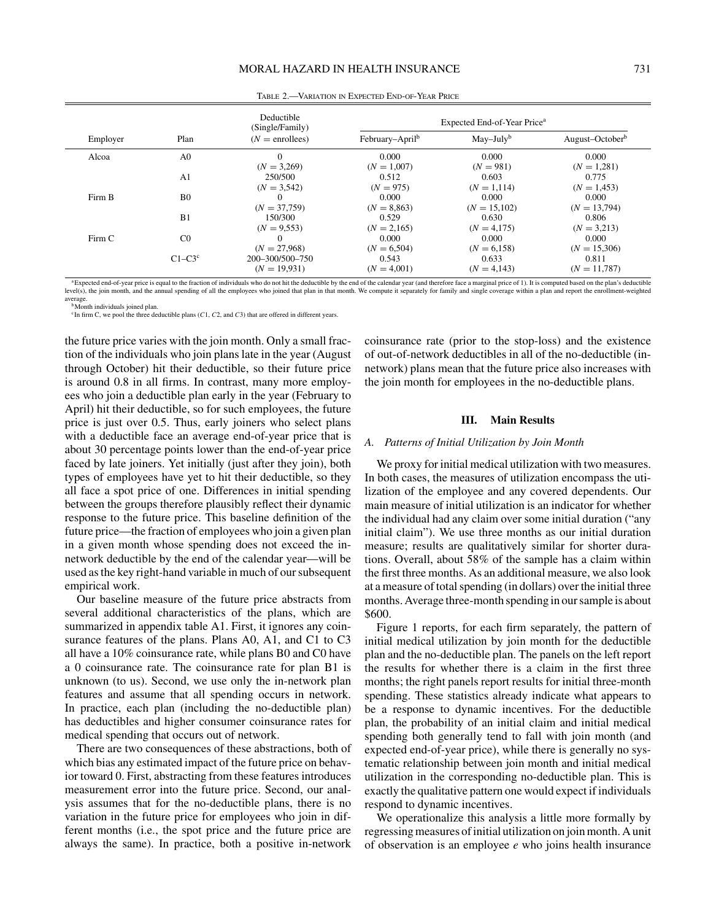TABLE 2.—VARIATION IN EXPECTED END-OF-YEAR PRICE

| Employer | Plan | Deductible (Single/Family) ($N$ = enrollees) | Expected End-of-Year Price[a] | | |
|---|---|---|---|---|---|
| | | | February–April[b] | May–July[b] | August–October[b] |
| Alcoa | A0 | 0 ($N = 3{,}269$) | 0.000 ($N = 1{,}007$) | 0.000 ($N = 981$) | 0.000 ($N = 1{,}281$) |
| | A1 | 250/500 ($N = 3{,}542$) | 0.512 ($N = 975$) | 0.603 ($N = 1{,}114$) | 0.775 ($N = 1{,}453$) |
| Firm B | B0 | 0 ($N = 37{,}759$) | 0.000 ($N = 8{,}863$) | 0.000 ($N = 15{,}102$) | 0.000 ($N = 13{,}794$) |
| | B1 | 150/300 ($N = 9{,}553$) | 0.529 ($N = 2{,}165$) | 0.630 ($N = 4{,}175$) | 0.806 ($N = 3{,}213$) |
| Firm C | C0 | 0 ($N = 27{,}968$) | 0.000 ($N = 6{,}504$) | 0.000 ($N = 6{,}158$) | 0.000 ($N = 15{,}306$) |
| | C1–C3[c] | 200–300/500–750 ($N = 19{,}931$) | 0.543 ($N = 4{,}001$) | 0.633 ($N = 4{,}143$) | 0.811 ($N = 11{,}787$) |

[a] Expected end-of-year price is equal to the fraction of individuals who do not hit the deductible by the end of the calendar year (and therefore face a marginal price of 1). It is computed based on the plan's deductible level(s), the join month, and the annual spending of all the employees who joined that plan in that month. We compute it separately for family and single coverage within a plan and report the enrollment-weighted average.

[b] Month individuals joined plan.

[c] In firm C, we pool the three deductible plans ($C1$, $C2$, and $C3$) that are offered in different years.

the future price varies with the join month. Only a small fraction of the individuals who join plans late in the year (August through October) hit their deductible, so their future price is around 0.8 in all firms. In contrast, many more employees who join a deductible plan early in the year (February to April) hit their deductible, so for such employees, the future price is just over 0.5. Thus, early joiners who select plans with a deductible face an average end-of-year price that is about 30 percentage points lower than the end-of-year price faced by late joiners. Yet initially (just after they join), both types of employees have yet to hit their deductible, so they all face a spot price of one. Differences in initial spending between the groups therefore plausibly reflect their dynamic response to the future price. This baseline definition of the future price—the fraction of employees who join a given plan in a given month whose spending does not exceed the in-network deductible by the end of the calendar year—will be used as the key right-hand variable in much of our subsequent empirical work.

Our baseline measure of the future price abstracts from several additional characteristics of the plans, which are summarized in appendix table A1. First, it ignores any coinsurance features of the plans. Plans A0, A1, and C1 to C3 all have a 10% coinsurance rate, while plans B0 and C0 have a 0 coinsurance rate. The coinsurance rate for plan B1 is unknown (to us). Second, we use only the in-network plan features and assume that all spending occurs in network. In practice, each plan (including the no-deductible plan) has deductibles and higher consumer coinsurance rates for medical spending that occurs out of network.

There are two consequences of these abstractions, both of which bias any estimated impact of the future price on behavior toward 0. First, abstracting from these features introduces measurement error into the future price. Second, our analysis assumes that for the no-deductible plans, there is no variation in the future price for employees who join in different months (i.e., the spot price and the future price are always the same). In practice, both a positive in-network coinsurance rate (prior to the stop-loss) and the existence of out-of-network deductibles in all of the no-deductible (in-network) plans mean that the future price also increases with the join month for employees in the no-deductible plans.

## III. Main Results

### A. Patterns of Initial Utilization by Join Month

We proxy for initial medical utilization with two measures. In both cases, the measures of utilization encompass the utilization of the employee and any covered dependents. Our main measure of initial utilization is an indicator for whether the individual had any claim over some initial duration ("any initial claim"). We use three months as our initial duration measure; results are qualitatively similar for shorter durations. Overall, about 58% of the sample has a claim within the first three months. As an additional measure, we also look at a measure of total spending (in dollars) over the initial three months. Average three-month spending in our sample is about \$600.

Figure 1 reports, for each firm separately, the pattern of initial medical utilization by join month for the deductible plan and the no-deductible plan. The panels on the left report the results for whether there is a claim in the first three months; the right panels report results for initial three-month spending. These statistics already indicate what appears to be a response to dynamic incentives. For the deductible plan, the probability of an initial claim and initial medical spending both generally tend to fall with join month (and expected end-of-year price), while there is generally no systematic relationship between join month and initial medical utilization in the corresponding no-deductible plan. This is exactly the qualitative pattern one would expect if individuals respond to dynamic incentives.

We operationalize this analysis a little more formally by regressing measures of initial utilization on join month. A unit of observation is an employee $e$ who joins health insurance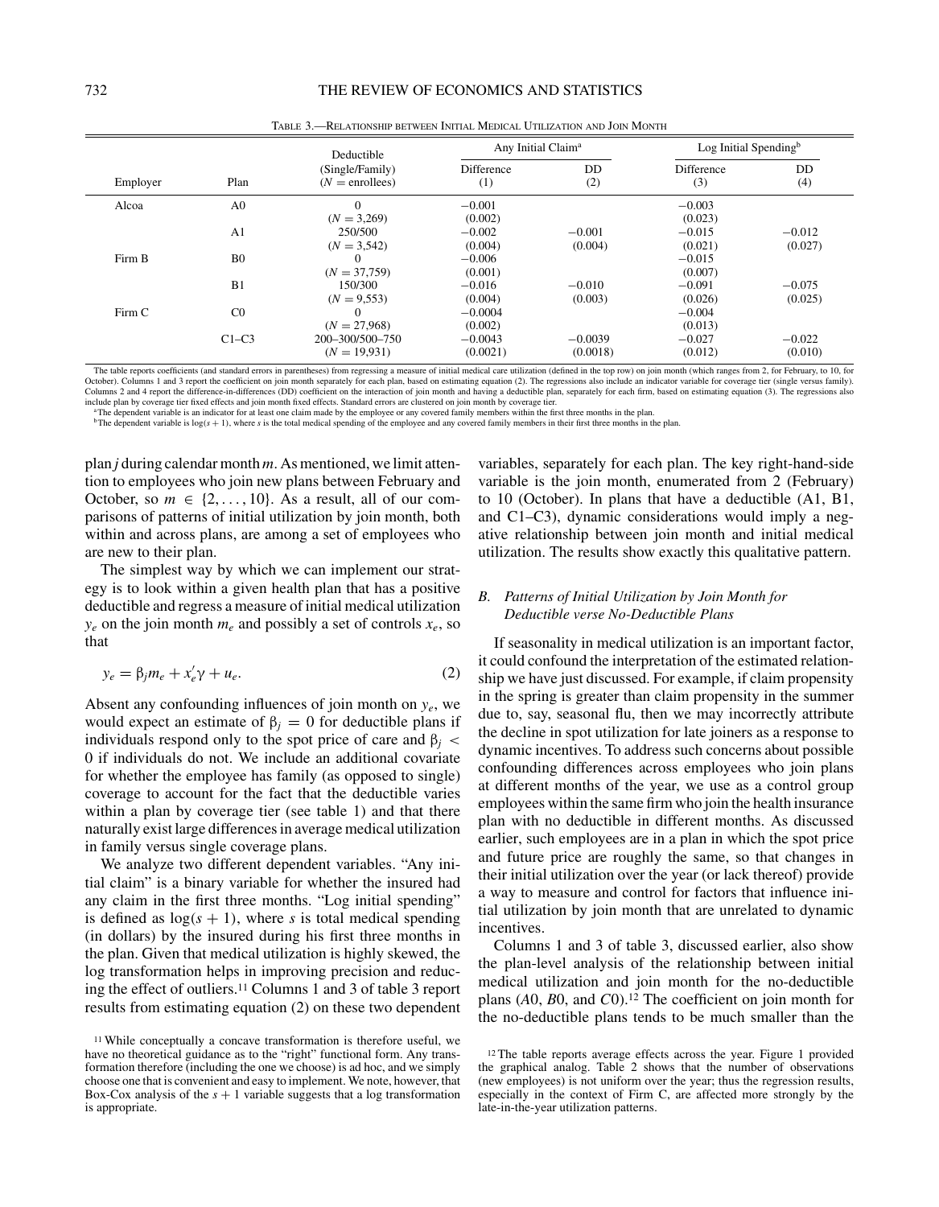TABLE 3.—RELATIONSHIP BETWEEN INITIAL MEDICAL UTILIZATION AND JOIN MONTH

| Employer | Plan | Deductible (Single/Family) ($N$ = enrollees) | Any Initial Claim[a] Difference (1) | Any Initial Claim[a] DD (2) | Log Initial Spending[b] Difference (3) | Log Initial Spending[b] DD (4) |
|---|---|---|---|---|---|---|
| Alcoa | A0 | 0 ($N$ = 3,269) | −0.001 (0.002) | | −0.003 (0.023) | |
| | A1 | 250/500 ($N$ = 3,542) | −0.002 (0.004) | −0.001 (0.004) | −0.015 (0.021) | −0.012 (0.027) |
| Firm B | B0 | 0 ($N$ = 37,759) | −0.006 (0.001) | | −0.015 (0.007) | |
| | B1 | 150/300 ($N$ = 9,553) | −0.016 (0.004) | −0.010 (0.003) | −0.091 (0.026) | −0.075 (0.025) |
| Firm C | C0 | 0 ($N$ = 27,968) | −0.0004 (0.002) | | −0.004 (0.013) | |
| | C1–C3 | 200–300/500–750 ($N$ = 19,931) | −0.0043 (0.0021) | −0.0039 (0.0018) | −0.027 (0.012) | −0.022 (0.010) |

The table reports coefficients (and standard errors in parentheses) from regressing a measure of initial medical care utilization (defined in the top row) on join month (which ranges from 2, for February, to 10, for October). Columns 1 and 3 report the coefficient on join month separately for each plan, based on estimating equation (2). The regressions also include an indicator variable for coverage tier (single versus family). Columns 2 and 4 report the difference-in-differences (DD) coefficient on the interaction of join month and having a deductible plan, separately for each firm, based on estimating equation (3). The regressions also include plan by coverage tier fixed effects and join month fixed effects. Standard errors are clustered on join month by coverage tier.

[a]The dependent variable is an indicator for at least one claim made by the employee or any covered family members within the first three months in the plan.

[b]The dependent variable is $\log(s+1)$, where $s$ is the total medical spending of the employee and any covered family members in their first three months in the plan.

plan $j$ during calendar month $m$. As mentioned, we limit attention to employees who join new plans between February and October, so $m \in \{2, \ldots, 10\}$. As a result, all of our comparisons of patterns of initial utilization by join month, both within and across plans, are among a set of employees who are new to their plan.

The simplest way by which we can implement our strategy is to look within a given health plan that has a positive deductible and regress a measure of initial medical utilization $y_e$ on the join month $m_e$ and possibly a set of controls $x_e$, so that

$$y_e = \beta_j m_e + x_e'\gamma + u_e. \tag{2}$$

Absent any confounding influences of join month on $y_e$, we would expect an estimate of $\beta_j = 0$ for deductible plans if individuals respond only to the spot price of care and $\beta_j < 0$ if individuals do not. We include an additional covariate for whether the employee has family (as opposed to single) coverage to account for the fact that the deductible varies within a plan by coverage tier (see table 1) and that there naturally exist large differences in average medical utilization in family versus single coverage plans.

We analyze two different dependent variables. "Any initial claim" is a binary variable for whether the insured had any claim in the first three months. "Log initial spending" is defined as $\log(s+1)$, where $s$ is total medical spending (in dollars) by the insured during his first three months in the plan. Given that medical utilization is highly skewed, the log transformation helps in improving precision and reducing the effect of outliers.[11] Columns 1 and 3 of table 3 report results from estimating equation (2) on these two dependent variables, separately for each plan. The key right-hand-side variable is the join month, enumerated from 2 (February) to 10 (October). In plans that have a deductible (A1, B1, and C1–C3), dynamic considerations would imply a negative relationship between join month and initial medical utilization. The results show exactly this qualitative pattern.

### *B. Patterns of Initial Utilization by Join Month for Deductible verse No-Deductible Plans*

If seasonality in medical utilization is an important factor, it could confound the interpretation of the estimated relationship we have just discussed. For example, if claim propensity in the spring is greater than claim propensity in the summer due to, say, seasonal flu, then we may incorrectly attribute the decline in spot utilization for late joiners as a response to dynamic incentives. To address such concerns about possible confounding differences across employees who join plans at different months of the year, we use as a control group employees within the same firm who join the health insurance plan with no deductible in different months. As discussed earlier, such employees are in a plan in which the spot price and future price are roughly the same, so that changes in their initial utilization over the year (or lack thereof) provide a way to measure and control for factors that influence initial utilization by join month that are unrelated to dynamic incentives.

Columns 1 and 3 of table 3, discussed earlier, also show the plan-level analysis of the relationship between initial medical utilization and join month for the no-deductible plans ($A0$, $B0$, and $C0$).[12] The coefficient on join month for the no-deductible plans tends to be much smaller than the

[11] While conceptually a concave transformation is therefore useful, we have no theoretical guidance as to the "right" functional form. Any transformation therefore (including the one we choose) is ad hoc, and we simply choose one that is convenient and easy to implement. We note, however, that Box-Cox analysis of the $s+1$ variable suggests that a log transformation is appropriate.

[12] The table reports average effects across the year. Figure 1 provided the graphical analog. Table 2 shows that the number of observations (new employees) is not uniform over the year; thus the regression results, especially in the context of Firm C, are affected more strongly by the late-in-the-year utilization patterns.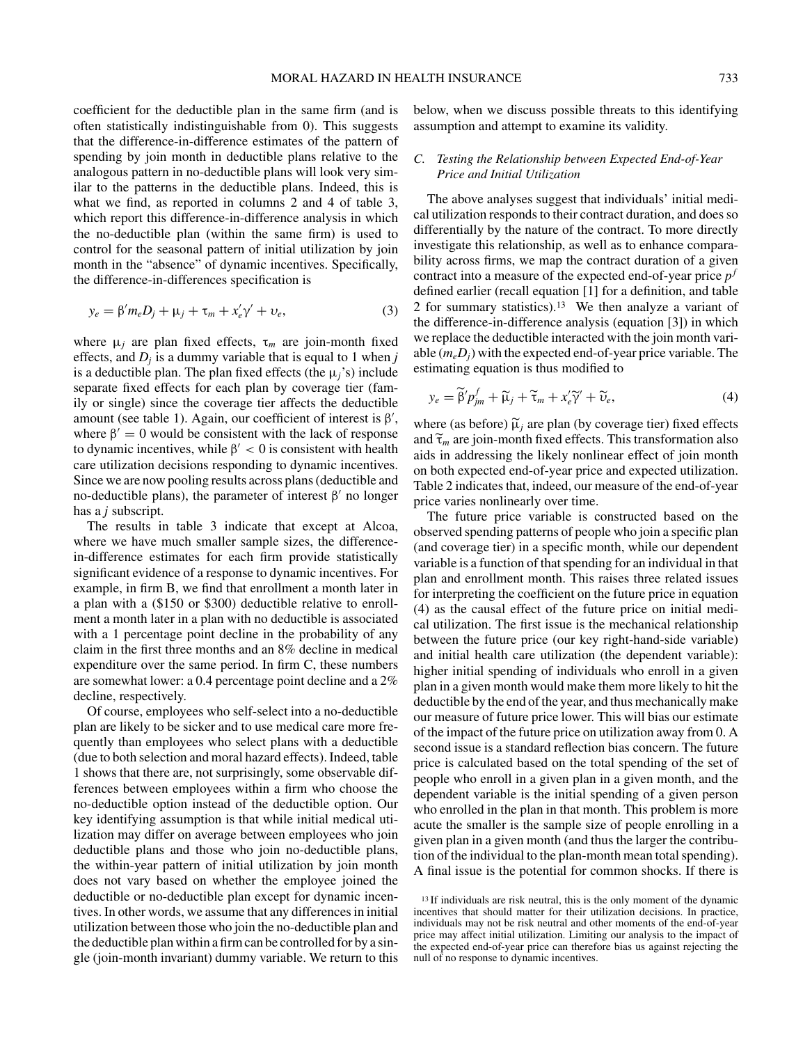coefficient for the deductible plan in the same firm (and is often statistically indistinguishable from 0). This suggests that the difference-in-difference estimates of the pattern of spending by join month in deductible plans relative to the analogous pattern in no-deductible plans will look very similar to the patterns in the deductible plans. Indeed, this is what we find, as reported in columns 2 and 4 of table 3, which report this difference-in-difference analysis in which the no-deductible plan (within the same firm) is used to control for the seasonal pattern of initial utilization by join month in the "absence" of dynamic incentives. Specifically, the difference-in-differences specification is

$$y_e = \beta' m_e D_j + \mu_j + \tau_m + x_e'\gamma' + \upsilon_e, \tag{3}$$

where $\mu_j$ are plan fixed effects, $\tau_m$ are join-month fixed effects, and $D_j$ is a dummy variable that is equal to 1 when $j$ is a deductible plan. The plan fixed effects (the $\mu_j$'s) include separate fixed effects for each plan by coverage tier (family or single) since the coverage tier affects the deductible amount (see table 1). Again, our coefficient of interest is $\beta'$, where $\beta' = 0$ would be consistent with the lack of response to dynamic incentives, while $\beta' < 0$ is consistent with health care utilization decisions responding to dynamic incentives. Since we are now pooling results across plans (deductible and no-deductible plans), the parameter of interest $\beta'$ no longer has a $j$ subscript.

The results in table 3 indicate that except at Alcoa, where we have much smaller sample sizes, the difference-in-difference estimates for each firm provide statistically significant evidence of a response to dynamic incentives. For example, in firm B, we find that enrollment a month later in a plan with a ($150 or $300) deductible relative to enrollment a month later in a plan with no deductible is associated with a 1 percentage point decline in the probability of any claim in the first three months and an 8% decline in medical expenditure over the same period. In firm C, these numbers are somewhat lower: a 0.4 percentage point decline and a 2% decline, respectively.

Of course, employees who self-select into a no-deductible plan are likely to be sicker and to use medical care more frequently than employees who select plans with a deductible (due to both selection and moral hazard effects). Indeed, table 1 shows that there are, not surprisingly, some observable differences between employees within a firm who choose the no-deductible option instead of the deductible option. Our key identifying assumption is that while initial medical utilization may differ on average between employees who join deductible plans and those who join no-deductible plans, the within-year pattern of initial utilization by join month does not vary based on whether the employee joined the deductible or no-deductible plan except for dynamic incentives. In other words, we assume that any differences in initial utilization between those who join the no-deductible plan and the deductible plan within a firm can be controlled for by a single (join-month invariant) dummy variable. We return to this below, when we discuss possible threats to this identifying assumption and attempt to examine its validity.

### C. Testing the Relationship between Expected End-of-Year Price and Initial Utilization

The above analyses suggest that individuals' initial medical utilization responds to their contract duration, and does so differentially by the nature of the contract. To more directly investigate this relationship, as well as to enhance comparability across firms, we map the contract duration of a given contract into a measure of the expected end-of-year price $p^f$ defined earlier (recall equation [1] for a definition, and table 2 for summary statistics).[13] We then analyze a variant of the difference-in-difference analysis (equation [3]) in which we replace the deductible interacted with the join month variable ($m_e D_j$) with the expected end-of-year price variable. The estimating equation is thus modified to

$$y_e = \widetilde{\beta}' p^f_{jm} + \widetilde{\mu}_j + \widetilde{\tau}_m + x_e'\widetilde{\gamma}' + \widetilde{\upsilon}_e, \tag{4}$$

where (as before) $\widetilde{\mu}_j$ are plan (by coverage tier) fixed effects and $\widetilde{\tau}_m$ are join-month fixed effects. This transformation also aids in addressing the likely nonlinear effect of join month on both expected end-of-year price and expected utilization. Table 2 indicates that, indeed, our measure of the end-of-year price varies nonlinearly over time.

The future price variable is constructed based on the observed spending patterns of people who join a specific plan (and coverage tier) in a specific month, while our dependent variable is a function of that spending for an individual in that plan and enrollment month. This raises three related issues for interpreting the coefficient on the future price in equation (4) as the causal effect of the future price on initial medical utilization. The first issue is the mechanical relationship between the future price (our key right-hand-side variable) and initial health care utilization (the dependent variable): higher initial spending of individuals who enroll in a given plan in a given month would make them more likely to hit the deductible by the end of the year, and thus mechanically make our measure of future price lower. This will bias our estimate of the impact of the future price on utilization away from 0. A second issue is a standard reflection bias concern. The future price is calculated based on the total spending of the set of people who enroll in a given plan in a given month, and the dependent variable is the initial spending of a given person who enrolled in the plan in that month. This problem is more acute the smaller is the sample size of people enrolling in a given plan in a given month (and thus the larger the contribution of the individual to the plan-month mean total spending). A final issue is the potential for common shocks. If there is

[13] If individuals are risk neutral, this is the only moment of the dynamic incentives that should matter for their utilization decisions. In practice, individuals may not be risk neutral and other moments of the end-of-year price may affect initial utilization. Limiting our analysis to the impact of the expected end-of-year price can therefore bias us against rejecting the null of no response to dynamic incentives.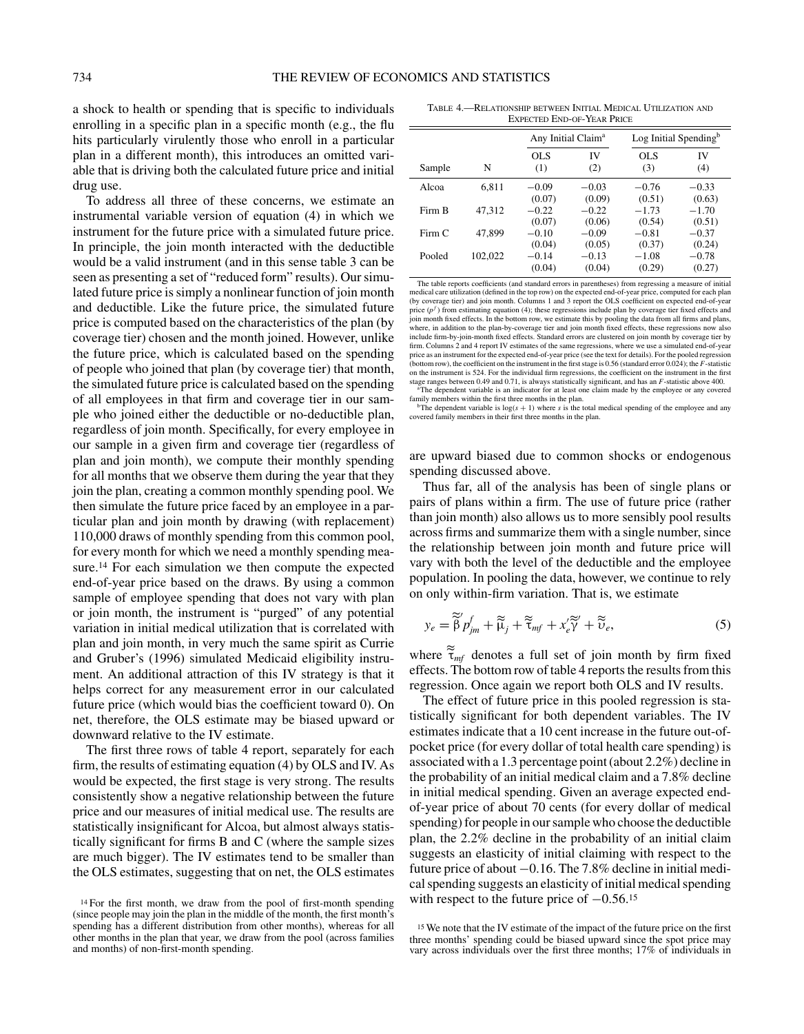a shock to health or spending that is specific to individuals enrolling in a specific plan in a specific month (e.g., the flu hits particularly virulently those who enroll in a particular plan in a different month), this introduces an omitted variable that is driving both the calculated future price and initial drug use.

To address all three of these concerns, we estimate an instrumental variable version of equation (4) in which we instrument for the future price with a simulated future price. In principle, the join month interacted with the deductible would be a valid instrument (and in this sense table 3 can be seen as presenting a set of "reduced form" results). Our simulated future price is simply a nonlinear function of join month and deductible. Like the future price, the simulated future price is computed based on the characteristics of the plan (by coverage tier) chosen and the month joined. However, unlike the future price, which is calculated based on the spending of people who joined that plan (by coverage tier) that month, the simulated future price is calculated based on the spending of all employees in that firm and coverage tier in our sample who joined either the deductible or no-deductible plan, regardless of join month. Specifically, for every employee in our sample in a given firm and coverage tier (regardless of plan and join month), we compute their monthly spending for all months that we observe them during the year that they join the plan, creating a common monthly spending pool. We then simulate the future price faced by an employee in a particular plan and join month by drawing (with replacement) 110,000 draws of monthly spending from this common pool, for every month for which we need a monthly spending measure.[14] For each simulation we then compute the expected end-of-year price based on the draws. By using a common sample of employee spending that does not vary with plan or join month, the instrument is "purged" of any potential variation in initial medical utilization that is correlated with plan and join month, in very much the same spirit as Currie and Gruber's (1996) simulated Medicaid eligibility instrument. An additional attraction of this IV strategy is that it helps correct for any measurement error in our calculated future price (which would bias the coefficient toward 0). On net, therefore, the OLS estimate may be biased upward or downward relative to the IV estimate.

The first three rows of table 4 report, separately for each firm, the results of estimating equation (4) by OLS and IV. As would be expected, the first stage is very strong. The results consistently show a negative relationship between the future price and our measures of initial medical use. The results are statistically insignificant for Alcoa, but almost always statistically significant for firms B and C (where the sample sizes are much bigger). The IV estimates tend to be smaller than the OLS estimates, suggesting that on net, the OLS estimates are upward biased due to common shocks or endogenous spending discussed above.

Table 4.—Relationship between Initial Medical Utilization and Expected End-of-Year Price

| Sample | N | Any Initial Claim[a] OLS (1) | Any Initial Claim[a] IV (2) | Log Initial Spending[b] OLS (3) | Log Initial Spending[b] IV (4) |
|---|---|---|---|---|---|
| Alcoa | 6,811 | −0.09 | −0.03 | −0.76 | −0.33 |
| | | (0.07) | (0.09) | (0.51) | (0.63) |
| Firm B | 47,312 | −0.22 | −0.22 | −1.73 | −1.70 |
| | | (0.07) | (0.06) | (0.54) | (0.51) |
| Firm C | 47,899 | −0.10 | −0.09 | −0.81 | −0.37 |
| | | (0.04) | (0.05) | (0.37) | (0.24) |
| Pooled | 102,022 | −0.14 | −0.13 | −1.08 | −0.78 |
| | | (0.04) | (0.04) | (0.29) | (0.27) |

The table reports coefficients (and standard errors in parentheses) from regressing a measure of initial medical care utilization (defined in the top row) on the expected end-of-year price, computed for each plan (by coverage tier) and join month. Columns 1 and 3 report the OLS coefficient on expected end-of-year price ($p^f$) from estimating equation (4); these regressions include plan by coverage tier fixed effects and join month fixed effects. In the bottom row, we estimate this by pooling the data from all firms and plans, where, in addition to the plan-by-coverage tier and join month fixed effects, these regressions now also include firm-by-join-month fixed effects. Standard errors are clustered on join month by coverage tier by firm. Columns 2 and 4 report IV estimates of the same regressions, where we use a simulated end-of-year price as an instrument for the expected end-of-year price (see the text for details). For the pooled regression (bottom row), the coefficient on the instrument in the first stage is 0.56 (standard error 0.024); the $F$-statistic on the instrument is 524. For the individual firm regressions, the coefficient on the instrument in the first stage ranges between 0.49 and 0.71, is always statistically significant, and has an $F$-statistic above 400.
[a]The dependent variable is an indicator for at least one claim made by the employee or any covered family members within the first three months in the plan.
[b]The dependent variable is $\log(s + 1)$ where $s$ is the total medical spending of the employee and any covered family members in their first three months in the plan.

Thus far, all of the analysis has been of single plans or pairs of plans within a firm. The use of future price (rather than join month) also allows us to more sensibly pool results across firms and summarize them with a single number, since the relationship between join month and future price will vary with both the level of the deductible and the employee population. In pooling the data, however, we continue to rely on only within-firm variation. That is, we estimate

$$y_e = \tilde{\tilde{\beta}} p^f_{jm} + \tilde{\tilde{\mu}}_j + \tilde{\tilde{\tau}}_{mf} + x'_e \tilde{\tilde{\gamma}}' + \tilde{\tilde{\upsilon}}_e, \tag{5}$$

where $\tilde{\tilde{\tau}}_{mf}$ denotes a full set of join month by firm fixed effects. The bottom row of table 4 reports the results from this regression. Once again we report both OLS and IV results.

The effect of future price in this pooled regression is statistically significant for both dependent variables. The IV estimates indicate that a 10 cent increase in the future out-of-pocket price (for every dollar of total health care spending) is associated with a 1.3 percentage point (about 2.2%) decline in the probability of an initial medical claim and a 7.8% decline in initial medical spending. Given an average expected end-of-year price of about 70 cents (for every dollar of medical spending) for people in our sample who choose the deductible plan, the 2.2% decline in the probability of an initial claim suggests an elasticity of initial claiming with respect to the future price of about −0.16. The 7.8% decline in initial medical spending suggests an elasticity of initial medical spending with respect to the future price of −0.56.[15]

[14] For the first month, we draw from the pool of first-month spending (since people may join the plan in the middle of the month, the first month's spending has a different distribution from other months), whereas for all other months in the plan that year, we draw from the pool (across families and months) of non-first-month spending.

[15] We note that the IV estimate of the impact of the future price on the first three months' spending could be biased upward since the spot price may vary across individuals over the first three months; 17% of individuals in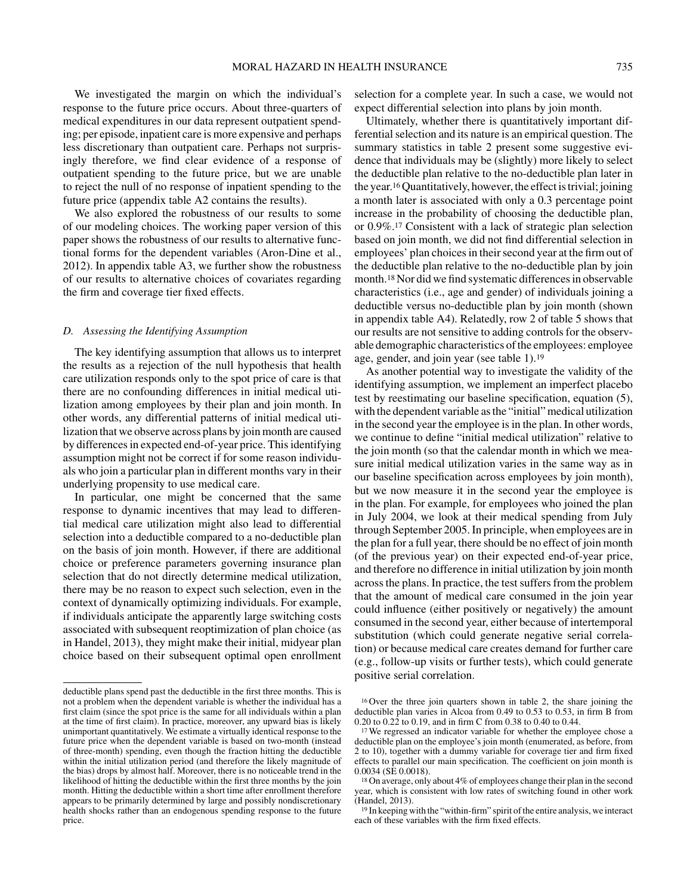We investigated the margin on which the individual's response to the future price occurs. About three-quarters of medical expenditures in our data represent outpatient spending; per episode, inpatient care is more expensive and perhaps less discretionary than outpatient care. Perhaps not surprisingly therefore, we find clear evidence of a response of outpatient spending to the future price, but we are unable to reject the null of no response of inpatient spending to the future price (appendix table A2 contains the results).

We also explored the robustness of our results to some of our modeling choices. The working paper version of this paper shows the robustness of our results to alternative functional forms for the dependent variables (Aron-Dine et al., 2012). In appendix table A3, we further show the robustness of our results to alternative choices of covariates regarding the firm and coverage tier fixed effects.

### *D. Assessing the Identifying Assumption*

The key identifying assumption that allows us to interpret the results as a rejection of the null hypothesis that health care utilization responds only to the spot price of care is that there are no confounding differences in initial medical utilization among employees by their plan and join month. In other words, any differential patterns of initial medical utilization that we observe across plans by join month are caused by differences in expected end-of-year price. This identifying assumption might not be correct if for some reason individuals who join a particular plan in different months vary in their underlying propensity to use medical care.

In particular, one might be concerned that the same response to dynamic incentives that may lead to differential medical care utilization might also lead to differential selection into a deductible compared to a no-deductible plan on the basis of join month. However, if there are additional choice or preference parameters governing insurance plan selection that do not directly determine medical utilization, there may be no reason to expect such selection, even in the context of dynamically optimizing individuals. For example, if individuals anticipate the apparently large switching costs associated with subsequent reoptimization of plan choice (as in Handel, 2013), they might make their initial, midyear plan choice based on their subsequent optimal open enrollment selection for a complete year. In such a case, we would not expect differential selection into plans by join month.

Ultimately, whether there is quantitatively important differential selection and its nature is an empirical question. The summary statistics in table 2 present some suggestive evidence that individuals may be (slightly) more likely to select the deductible plan relative to the no-deductible plan later in the year.[16] Quantitatively, however, the effect is trivial; joining a month later is associated with only a 0.3 percentage point increase in the probability of choosing the deductible plan, or 0.9%.[17] Consistent with a lack of strategic plan selection based on join month, we did not find differential selection in employees' plan choices in their second year at the firm out of the deductible plan relative to the no-deductible plan by join month.[18] Nor did we find systematic differences in observable characteristics (i.e., age and gender) of individuals joining a deductible versus no-deductible plan by join month (shown in appendix table A4). Relatedly, row 2 of table 5 shows that our results are not sensitive to adding controls for the observable demographic characteristics of the employees: employee age, gender, and join year (see table 1).[19]

As another potential way to investigate the validity of the identifying assumption, we implement an imperfect placebo test by reestimating our baseline specification, equation (5), with the dependent variable as the "initial" medical utilization in the second year the employee is in the plan. In other words, we continue to define "initial medical utilization" relative to the join month (so that the calendar month in which we measure initial medical utilization varies in the same way as in our baseline specification across employees by join month), but we now measure it in the second year the employee is in the plan. For example, for employees who joined the plan in July 2004, we look at their medical spending from July through September 2005. In principle, when employees are in the plan for a full year, there should be no effect of join month (of the previous year) on their expected end-of-year price, and therefore no difference in initial utilization by join month across the plans. In practice, the test suffers from the problem that the amount of medical care consumed in the join year could influence (either positively or negatively) the amount consumed in the second year, either because of intertemporal substitution (which could generate negative serial correlation) or because medical care creates demand for further care (e.g., follow-up visits or further tests), which could generate positive serial correlation.

---

deductible plans spend past the deductible in the first three months. This is not a problem when the dependent variable is whether the individual has a first claim (since the spot price is the same for all individuals within a plan at the time of first claim). In practice, moreover, any upward bias is likely unimportant quantitatively. We estimate a virtually identical response to the future price when the dependent variable is based on two-month (instead of three-month) spending, even though the fraction hitting the deductible within the initial utilization period (and therefore the likely magnitude of the bias) drops by almost half. Moreover, there is no noticeable trend in the likelihood of hitting the deductible within the first three months by the join month. Hitting the deductible within a short time after enrollment therefore appears to be primarily determined by large and possibly nondiscretionary health shocks rather than an endogenous spending response to the future price.

[16] Over the three join quarters shown in table 2, the share joining the deductible plan varies in Alcoa from 0.49 to 0.53 to 0.53, in firm B from 0.20 to 0.22 to 0.19, and in firm C from 0.38 to 0.40 to 0.44.

[17] We regressed an indicator variable for whether the employee chose a deductible plan on the employee's join month (enumerated, as before, from 2 to 10), together with a dummy variable for coverage tier and firm fixed effects to parallel our main specification. The coefficient on join month is 0.0034 (SE 0.0018).

[18] On average, only about 4% of employees change their plan in the second year, which is consistent with low rates of switching found in other work (Handel, 2013).

[19] In keeping with the "within-firm" spirit of the entire analysis, we interact each of these variables with the firm fixed effects.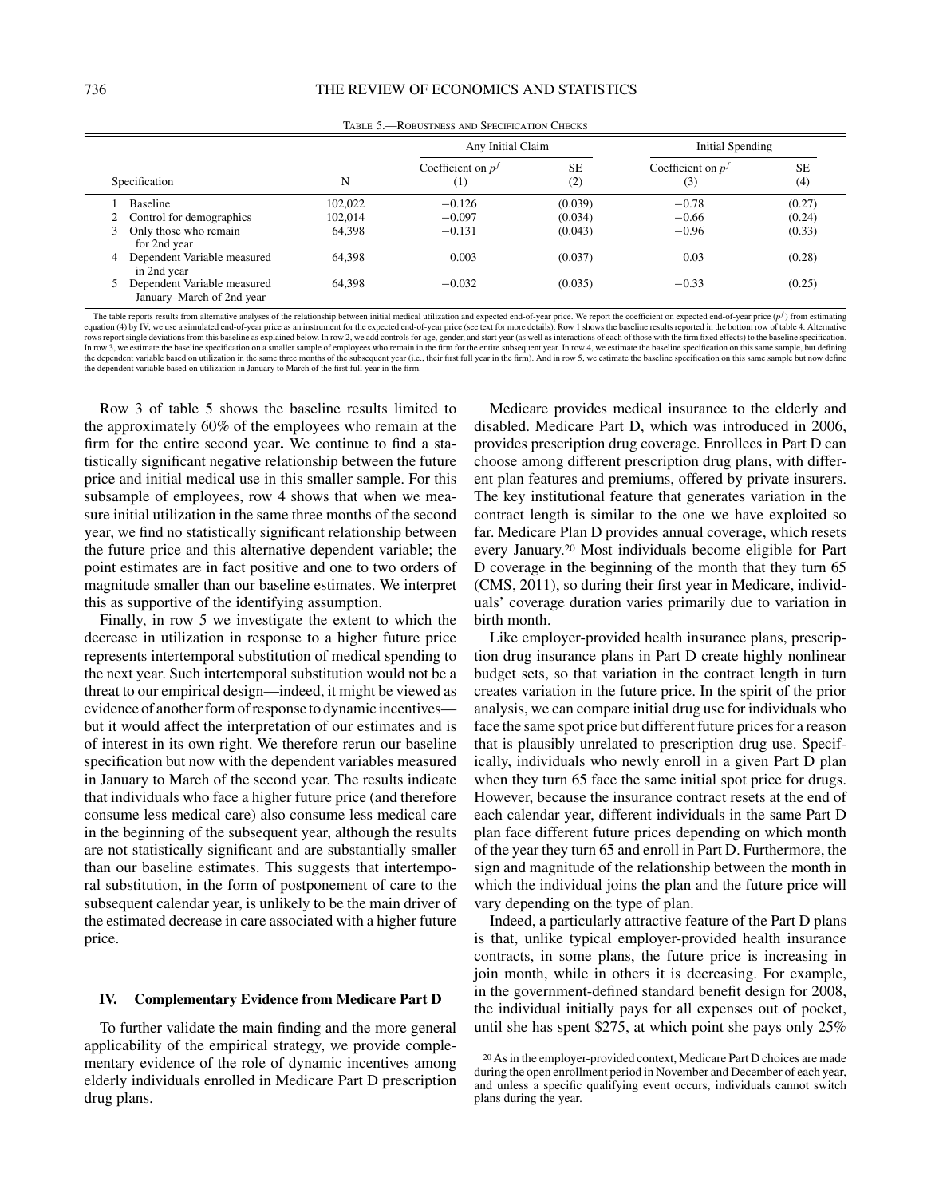Table 5.—Robustness and Specification Checks

| | Specification | N | Any Initial Claim | | Initial Spending | |
|---|---|---|---|---|---|---|
| | | | Coefficient on $p^f$ (1) | SE (2) | Coefficient on $p^f$ (3) | SE (4) |
| 1 | Baseline | 102,022 | −0.126 | (0.039) | −0.78 | (0.27) |
| 2 | Control for demographics | 102,014 | −0.097 | (0.034) | −0.66 | (0.24) |
| 3 | Only those who remain for 2nd year | 64,398 | −0.131 | (0.043) | −0.96 | (0.33) |
| 4 | Dependent Variable measured in 2nd year | 64,398 | 0.003 | (0.037) | 0.03 | (0.28) |
| 5 | Dependent Variable measured January–March of 2nd year | 64,398 | −0.032 | (0.035) | −0.33 | (0.25) |

The table reports results from alternative analyses of the relationship between initial medical utilization and expected end-of-year price. We report the coefficient on expected end-of-year price ($p^f$) from estimating equation (4) by IV; we use a simulated end-of-year price as an instrument for the expected end-of-year price (see text for more details). Row 1 shows the baseline results reported in the bottom row of table 4. Alternative rows report single deviations from this baseline as explained below. In row 2, we add controls for age, gender, and start year (as well as interactions of each of those with the firm fixed effects) to the baseline specification. In row 3, we estimate the baseline specification on a smaller sample of employees who remain in the firm for the entire subsequent year. In row 4, we estimate the baseline specification on this same sample, but defining the dependent variable based on utilization in the same three months of the subsequent year (i.e., their first full year in the firm). And in row 5, we estimate the baseline specification on this same sample but now define the dependent variable based on utilization in January to March of the first full year in the firm.

Row 3 of table 5 shows the baseline results limited to the approximately 60% of the employees who remain at the firm for the entire second year**.** We continue to find a statistically significant negative relationship between the future price and initial medical use in this smaller sample. For this subsample of employees, row 4 shows that when we measure initial utilization in the same three months of the second year, we find no statistically significant relationship between the future price and this alternative dependent variable; the point estimates are in fact positive and one to two orders of magnitude smaller than our baseline estimates. We interpret this as supportive of the identifying assumption.

Finally, in row 5 we investigate the extent to which the decrease in utilization in response to a higher future price represents intertemporal substitution of medical spending to the next year. Such intertemporal substitution would not be a threat to our empirical design—indeed, it might be viewed as evidence of another form of response to dynamic incentives—but it would affect the interpretation of our estimates and is of interest in its own right. We therefore rerun our baseline specification but now with the dependent variables measured in January to March of the second year. The results indicate that individuals who face a higher future price (and therefore consume less medical care) also consume less medical care in the beginning of the subsequent year, although the results are not statistically significant and are substantially smaller than our baseline estimates. This suggests that intertemporal substitution, in the form of postponement of care to the subsequent calendar year, is unlikely to be the main driver of the estimated decrease in care associated with a higher future price.

## IV. Complementary Evidence from Medicare Part D

To further validate the main finding and the more general applicability of the empirical strategy, we provide complementary evidence of the role of dynamic incentives among elderly individuals enrolled in Medicare Part D prescription drug plans.

Medicare provides medical insurance to the elderly and disabled. Medicare Part D, which was introduced in 2006, provides prescription drug coverage. Enrollees in Part D can choose among different prescription drug plans, with different plan features and premiums, offered by private insurers. The key institutional feature that generates variation in the contract length is similar to the one we have exploited so far. Medicare Plan D provides annual coverage, which resets every January.[20] Most individuals become eligible for Part D coverage in the beginning of the month that they turn 65 (CMS, 2011), so during their first year in Medicare, individuals' coverage duration varies primarily due to variation in birth month.

Like employer-provided health insurance plans, prescription drug insurance plans in Part D create highly nonlinear budget sets, so that variation in the contract length in turn creates variation in the future price. In the spirit of the prior analysis, we can compare initial drug use for individuals who face the same spot price but different future prices for a reason that is plausibly unrelated to prescription drug use. Specifically, individuals who newly enroll in a given Part D plan when they turn 65 face the same initial spot price for drugs. However, because the insurance contract resets at the end of each calendar year, different individuals in the same Part D plan face different future prices depending on which month of the year they turn 65 and enroll in Part D. Furthermore, the sign and magnitude of the relationship between the month in which the individual joins the plan and the future price will vary depending on the type of plan.

Indeed, a particularly attractive feature of the Part D plans is that, unlike typical employer-provided health insurance contracts, in some plans, the future price is increasing in join month, while in others it is decreasing. For example, in the government-defined standard benefit design for 2008, the individual initially pays for all expenses out of pocket, until she has spent \$275, at which point she pays only 25%

[20] As in the employer-provided context, Medicare Part D choices are made during the open enrollment period in November and December of each year, and unless a specific qualifying event occurs, individuals cannot switch plans during the year.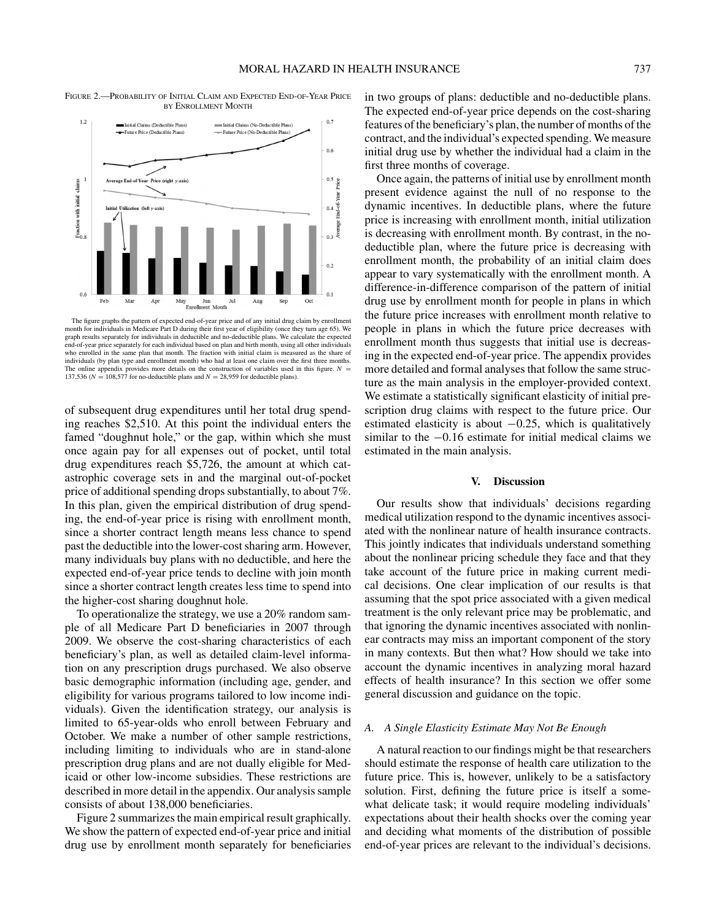FIGURE 2.—PROBABILITY OF INITIAL CLAIM AND EXPECTED END-OF-YEAR PRICE BY ENROLLMENT MONTH

The figure graphs the pattern of expected end-of-year price and of any initial drug claim by enrollment month for individuals in Medicare Part D during their first year of eligibility (once they turn age 65). We graph results separately for individuals in deductible and no-deductible plans. We calculate the expected end-of-year price separately for each individual based on plan and birth month, using all other individuals who enrolled in the same plan that month. The fraction with initial claim is measured as the share of individuals (by plan type and enrollment month) who had at least one claim over the first three months. The online appendix provides more details on the construction of variables used in this figure. $N = 137,536$ ($N = 108,577$ for no-deductible plans and $N = 28,959$ for deductible plans).

of subsequent drug expenditures until her total drug spending reaches \$2,510. At this point the individual enters the famed "doughnut hole," or the gap, within which she must once again pay for all expenses out of pocket, until total drug expenditures reach \$5,726, the amount at which catastrophic coverage sets in and the marginal out-of-pocket price of additional spending drops substantially, to about 7%. In this plan, given the empirical distribution of drug spending, the end-of-year price is rising with enrollment month, since a shorter contract length means less chance to spend past the deductible into the lower-cost sharing arm. However, many individuals buy plans with no deductible, and here the expected end-of-year price tends to decline with join month since a shorter contract length creates less time to spend into the higher-cost sharing doughnut hole.

To operationalize the strategy, we use a 20% random sample of all Medicare Part D beneficiaries in 2007 through 2009. We observe the cost-sharing characteristics of each beneficiary's plan, as well as detailed claim-level information on any prescription drugs purchased. We also observe basic demographic information (including age, gender, and eligibility for various programs tailored to low income individuals). Given the identification strategy, our analysis is limited to 65-year-olds who enroll between February and October. We make a number of other sample restrictions, including limiting to individuals who are in stand-alone prescription drug plans and are not dually eligible for Medicaid or other low-income subsidies. These restrictions are described in more detail in the appendix. Our analysis sample consists of about 138,000 beneficiaries.

Figure 2 summarizes the main empirical result graphically. We show the pattern of expected end-of-year price and initial drug use by enrollment month separately for beneficiaries in two groups of plans: deductible and no-deductible plans. The expected end-of-year price depends on the cost-sharing features of the beneficiary's plan, the number of months of the contract, and the individual's expected spending. We measure initial drug use by whether the individual had a claim in the first three months of coverage.

Once again, the patterns of initial use by enrollment month present evidence against the null of no response to the dynamic incentives. In deductible plans, where the future price is increasing with enrollment month, initial utilization is decreasing with enrollment month. By contrast, in the no-deductible plan, where the future price is decreasing with enrollment month, the probability of an initial claim does appear to vary systematically with the enrollment month. A difference-in-difference comparison of the pattern of initial drug use by enrollment month for people in plans in which the future price increases with enrollment month relative to people in plans in which the future price decreases with enrollment month thus suggests that initial use is decreasing in the expected end-of-year price. The appendix provides more detailed and formal analyses that follow the same structure as the main analysis in the employer-provided context. We estimate a statistically significant elasticity of initial prescription drug claims with respect to the future price. Our estimated elasticity is about $-0.25$, which is qualitatively similar to the $-0.16$ estimate for initial medical claims we estimated in the main analysis.

## V. Discussion

Our results show that individuals' decisions regarding medical utilization respond to the dynamic incentives associated with the nonlinear nature of health insurance contracts. This jointly indicates that individuals understand something about the nonlinear pricing schedule they face and that they take account of the future price in making current medical decisions. One clear implication of our results is that assuming that the spot price associated with a given medical treatment is the only relevant price may be problematic, and that ignoring the dynamic incentives associated with nonlinear contracts may miss an important component of the story in many contexts. But then what? How should we take into account the dynamic incentives in analyzing moral hazard effects of health insurance? In this section we offer some general discussion and guidance on the topic.

### A. *A Single Elasticity Estimate May Not Be Enough*

A natural reaction to our findings might be that researchers should estimate the response of health care utilization to the future price. This is, however, unlikely to be a satisfactory solution. First, defining the future price is itself a somewhat delicate task; it would require modeling individuals' expectations about their health shocks over the coming year and deciding what moments of the distribution of possible end-of-year prices are relevant to the individual's decisions.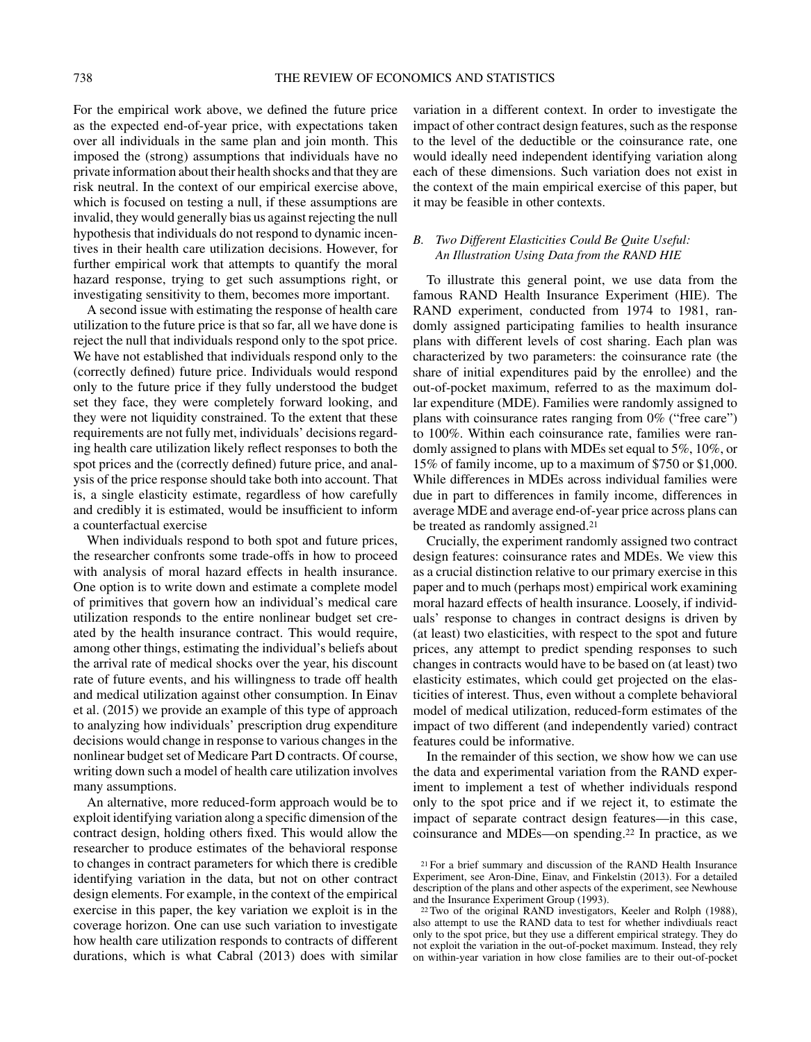For the empirical work above, we defined the future price as the expected end-of-year price, with expectations taken over all individuals in the same plan and join month. This imposed the (strong) assumptions that individuals have no private information about their health shocks and that they are risk neutral. In the context of our empirical exercise above, which is focused on testing a null, if these assumptions are invalid, they would generally bias us against rejecting the null hypothesis that individuals do not respond to dynamic incentives in their health care utilization decisions. However, for further empirical work that attempts to quantify the moral hazard response, trying to get such assumptions right, or investigating sensitivity to them, becomes more important.

A second issue with estimating the response of health care utilization to the future price is that so far, all we have done is reject the null that individuals respond only to the spot price. We have not established that individuals respond only to the (correctly defined) future price. Individuals would respond only to the future price if they fully understood the budget set they face, they were completely forward looking, and they were not liquidity constrained. To the extent that these requirements are not fully met, individuals' decisions regarding health care utilization likely reflect responses to both the spot prices and the (correctly defined) future price, and analysis of the price response should take both into account. That is, a single elasticity estimate, regardless of how carefully and credibly it is estimated, would be insufficient to inform a counterfactual exercise

When individuals respond to both spot and future prices, the researcher confronts some trade-offs in how to proceed with analysis of moral hazard effects in health insurance. One option is to write down and estimate a complete model of primitives that govern how an individual's medical care utilization responds to the entire nonlinear budget set created by the health insurance contract. This would require, among other things, estimating the individual's beliefs about the arrival rate of medical shocks over the year, his discount rate of future events, and his willingness to trade off health and medical utilization against other consumption. In Einav et al. (2015) we provide an example of this type of approach to analyzing how individuals' prescription drug expenditure decisions would change in response to various changes in the nonlinear budget set of Medicare Part D contracts. Of course, writing down such a model of health care utilization involves many assumptions.

An alternative, more reduced-form approach would be to exploit identifying variation along a specific dimension of the contract design, holding others fixed. This would allow the researcher to produce estimates of the behavioral response to changes in contract parameters for which there is credible identifying variation in the data, but not on other contract design elements. For example, in the context of the empirical exercise in this paper, the key variation we exploit is in the coverage horizon. One can use such variation to investigate how health care utilization responds to contracts of different durations, which is what Cabral (2013) does with similar variation in a different context. In order to investigate the impact of other contract design features, such as the response to the level of the deductible or the coinsurance rate, one would ideally need independent identifying variation along each of these dimensions. Such variation does not exist in the context of the main empirical exercise of this paper, but it may be feasible in other contexts.

### B. *Two Different Elasticities Could Be Quite Useful: An Illustration Using Data from the RAND HIE*

To illustrate this general point, we use data from the famous RAND Health Insurance Experiment (HIE). The RAND experiment, conducted from 1974 to 1981, randomly assigned participating families to health insurance plans with different levels of cost sharing. Each plan was characterized by two parameters: the coinsurance rate (the share of initial expenditures paid by the enrollee) and the out-of-pocket maximum, referred to as the maximum dollar expenditure (MDE). Families were randomly assigned to plans with coinsurance rates ranging from 0% ("free care") to 100%. Within each coinsurance rate, families were randomly assigned to plans with MDEs set equal to 5%, 10%, or 15% of family income, up to a maximum of \$750 or \$1,000. While differences in MDEs across individual families were due in part to differences in family income, differences in average MDE and average end-of-year price across plans can be treated as randomly assigned.[21]

Crucially, the experiment randomly assigned two contract design features: coinsurance rates and MDEs. We view this as a crucial distinction relative to our primary exercise in this paper and to much (perhaps most) empirical work examining moral hazard effects of health insurance. Loosely, if individuals' response to changes in contract designs is driven by (at least) two elasticities, with respect to the spot and future prices, any attempt to predict spending responses to such changes in contracts would have to be based on (at least) two elasticity estimates, which could get projected on the elasticities of interest. Thus, even without a complete behavioral model of medical utilization, reduced-form estimates of the impact of two different (and independently varied) contract features could be informative.

In the remainder of this section, we show how we can use the data and experimental variation from the RAND experiment to implement a test of whether individuals respond only to the spot price and if we reject it, to estimate the impact of separate contract design features—in this case, coinsurance and MDEs—on spending.[22] In practice, as we

[21] For a brief summary and discussion of the RAND Health Insurance Experiment, see Aron-Dine, Einav, and Finkelstin (2013). For a detailed description of the plans and other aspects of the experiment, see Newhouse and the Insurance Experiment Group (1993).

[22] Two of the original RAND investigators, Keeler and Rolph (1988), also attempt to use the RAND data to test for whether indivdiuals react only to the spot price, but they use a different empirical strategy. They do not exploit the variation in the out-of-pocket maximum. Instead, they rely on within-year variation in how close families are to their out-of-pocket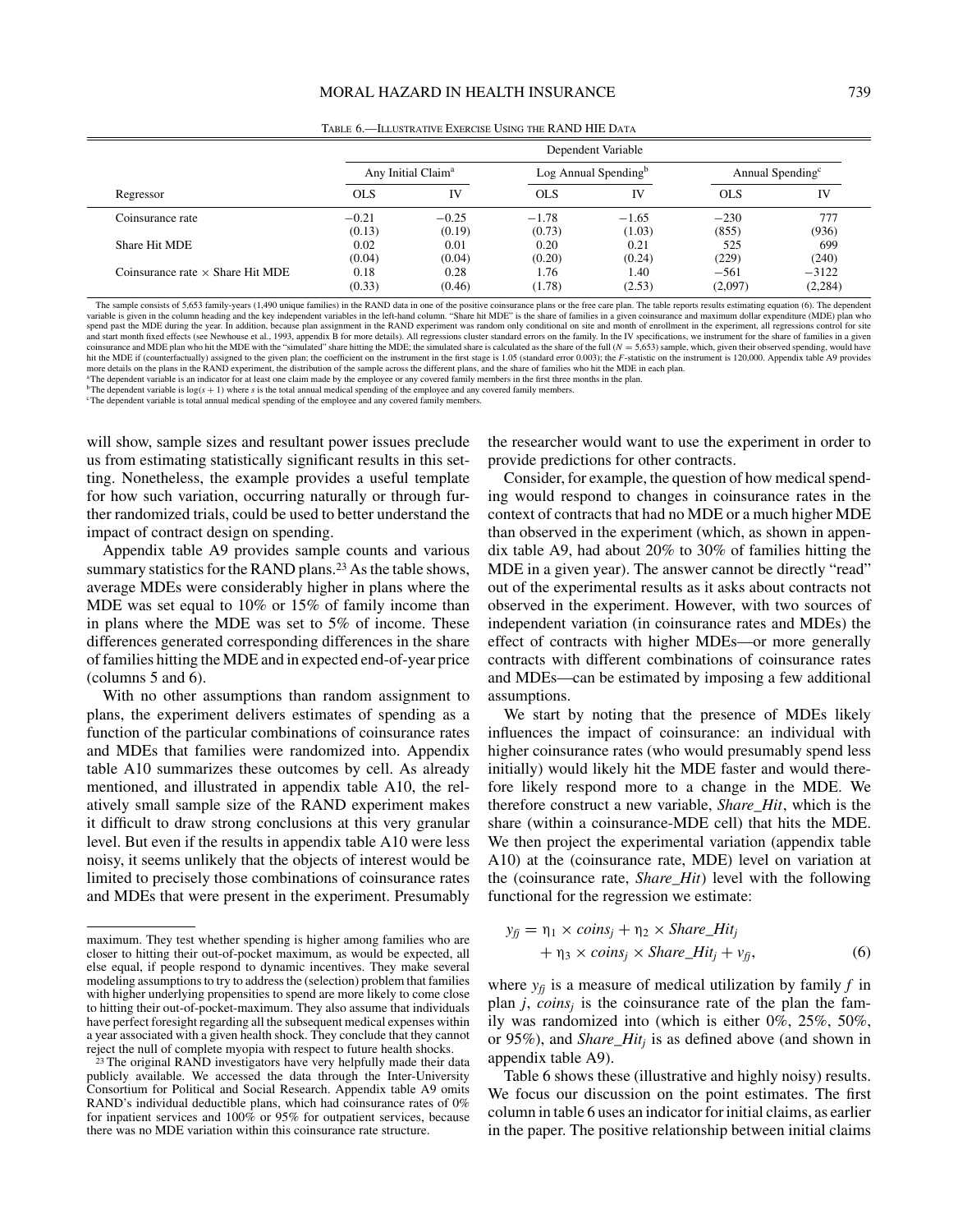TABLE 6.—ILLUSTRATIVE EXERCISE USING THE RAND HIE DATA

| | Dependent Variable | | | | | |
|---|---|---|---|---|---|---|
| | Any Initial Claim[a] | | Log Annual Spending[b] | | Annual Spending[c] | |
| Regressor | OLS | IV | OLS | IV | OLS | IV |
| Coinsurance rate | −0.21 | −0.25 | −1.78 | −1.65 | −230 | 777 |
| | (0.13) | (0.19) | (0.73) | (1.03) | (855) | (936) |
| Share Hit MDE | 0.02 | 0.01 | 0.20 | 0.21 | 525 | 699 |
| | (0.04) | (0.04) | (0.20) | (0.24) | (229) | (240) |
| Coinsurance rate × Share Hit MDE | 0.18 | 0.28 | 1.76 | 1.40 | −561 | −3122 |
| | (0.33) | (0.46) | (1.78) | (2.53) | (2,097) | (2,284) |

The sample consists of 5,653 family-years (1,490 unique families) in the RAND data in one of the positive coinsurance plans or the free care plan. The table reports results estimating equation (6). The dependent variable is given in the column heading and the key independent variables in the left-hand column. "Share hit MDE" is the share of families in a given coinsurance and maximum dollar expenditure (MDE) plan who spend past the MDE during the year. In addition, because plan assignment in the RAND experiment was random only conditional on site and month of enrollment in the experiment, all regressions control for site and start month fixed effects (see Newhouse et al., 1993, appendix B for more details). All regressions cluster standard errors on the family. In the IV specifications, we instrument for the share of families in a given coinsurance and MDE plan who hit the MDE with the "simulated" share hitting the MDE; the simulated share is calculated as the share of the full ($N = 5{,}653$) sample, which, given their observed spending, would have hit the MDE if (counterfactually) assigned to the given plan; the coefficient on the instrument in the first stage is 1.05 (standard error 0.003); the $F$-statistic on the instrument is 120,000. Appendix table A9 provides more details on the plans in the RAND experiment, the distribution of the sample across the different plans, and the share of families who hit the MDE in each plan.

[a]The dependent variable is an indicator for at least one claim made by the employee or any covered family members in the first three months in the plan.

[b]The dependent variable is $\log(s + 1)$ where $s$ is the total annual medical spending of the employee and any covered family members.

[c]The dependent variable is total annual medical spending of the employee and any covered family members.

will show, sample sizes and resultant power issues preclude us from estimating statistically significant results in this setting. Nonetheless, the example provides a useful template for how such variation, occurring naturally or through further randomized trials, could be used to better understand the impact of contract design on spending.

Appendix table A9 provides sample counts and various summary statistics for the RAND plans.[23] As the table shows, average MDEs were considerably higher in plans where the MDE was set equal to 10% or 15% of family income than in plans where the MDE was set to 5% of income. These differences generated corresponding differences in the share of families hitting the MDE and in expected end-of-year price (columns 5 and 6).

With no other assumptions than random assignment to plans, the experiment delivers estimates of spending as a function of the particular combinations of coinsurance rates and MDEs that families were randomized into. Appendix table A10 summarizes these outcomes by cell. As already mentioned, and illustrated in appendix table A10, the relatively small sample size of the RAND experiment makes it difficult to draw strong conclusions at this very granular level. But even if the results in appendix table A10 were less noisy, it seems unlikely that the objects of interest would be limited to precisely those combinations of coinsurance rates and MDEs that were present in the experiment. Presumably the researcher would want to use the experiment in order to provide predictions for other contracts.

Consider, for example, the question of how medical spending would respond to changes in coinsurance rates in the context of contracts that had no MDE or a much higher MDE than observed in the experiment (which, as shown in appendix table A9, had about 20% to 30% of families hitting the MDE in a given year). The answer cannot be directly "read" out of the experimental results as it asks about contracts not observed in the experiment. However, with two sources of independent variation (in coinsurance rates and MDEs) the effect of contracts with higher MDEs—or more generally contracts with different combinations of coinsurance rates and MDEs—can be estimated by imposing a few additional assumptions.

We start by noting that the presence of MDEs likely influences the impact of coinsurance: an individual with higher coinsurance rates (who would presumably spend less initially) would likely hit the MDE faster and would therefore likely respond more to a change in the MDE. We therefore construct a new variable, *Share_Hit*, which is the share (within a coinsurance-MDE cell) that hits the MDE. We then project the experimental variation (appendix table A10) at the (coinsurance rate, MDE) level on variation at the (coinsurance rate, *Share_Hit*) level with the following functional for the regression we estimate:

$$y_{fj} = \eta_1 \times coins_j + \eta_2 \times Share\_Hit_j + \eta_3 \times coins_j \times Share\_Hit_j + v_{fj}, \tag{6}$$

where $y_{fj}$ is a measure of medical utilization by family $f$ in plan $j$, $coins_j$ is the coinsurance rate of the plan the family was randomized into (which is either 0%, 25%, 50%, or 95%), and $Share\_Hit_j$ is as defined above (and shown in appendix table A9).

Table 6 shows these (illustrative and highly noisy) results. We focus our discussion on the point estimates. The first column in table 6 uses an indicator for initial claims, as earlier in the paper. The positive relationship between initial claims

maximum. They test whether spending is higher among families who are closer to hitting their out-of-pocket maximum, as would be expected, all else equal, if people respond to dynamic incentives. They make several modeling assumptions to try to address the (selection) problem that families with higher underlying propensities to spend are more likely to come close to hitting their out-of-pocket-maximum. They also assume that individuals have perfect foresight regarding all the subsequent medical expenses within a year associated with a given health shock. They conclude that they cannot reject the null of complete myopia with respect to future health shocks.

[23] The original RAND investigators have very helpfully made their data publicly available. We accessed the data through the Inter-University Consortium for Political and Social Research. Appendix table A9 omits RAND's individual deductible plans, which had coinsurance rates of 0% for inpatient services and 100% or 95% for outpatient services, because there was no MDE variation within this coinsurance rate structure.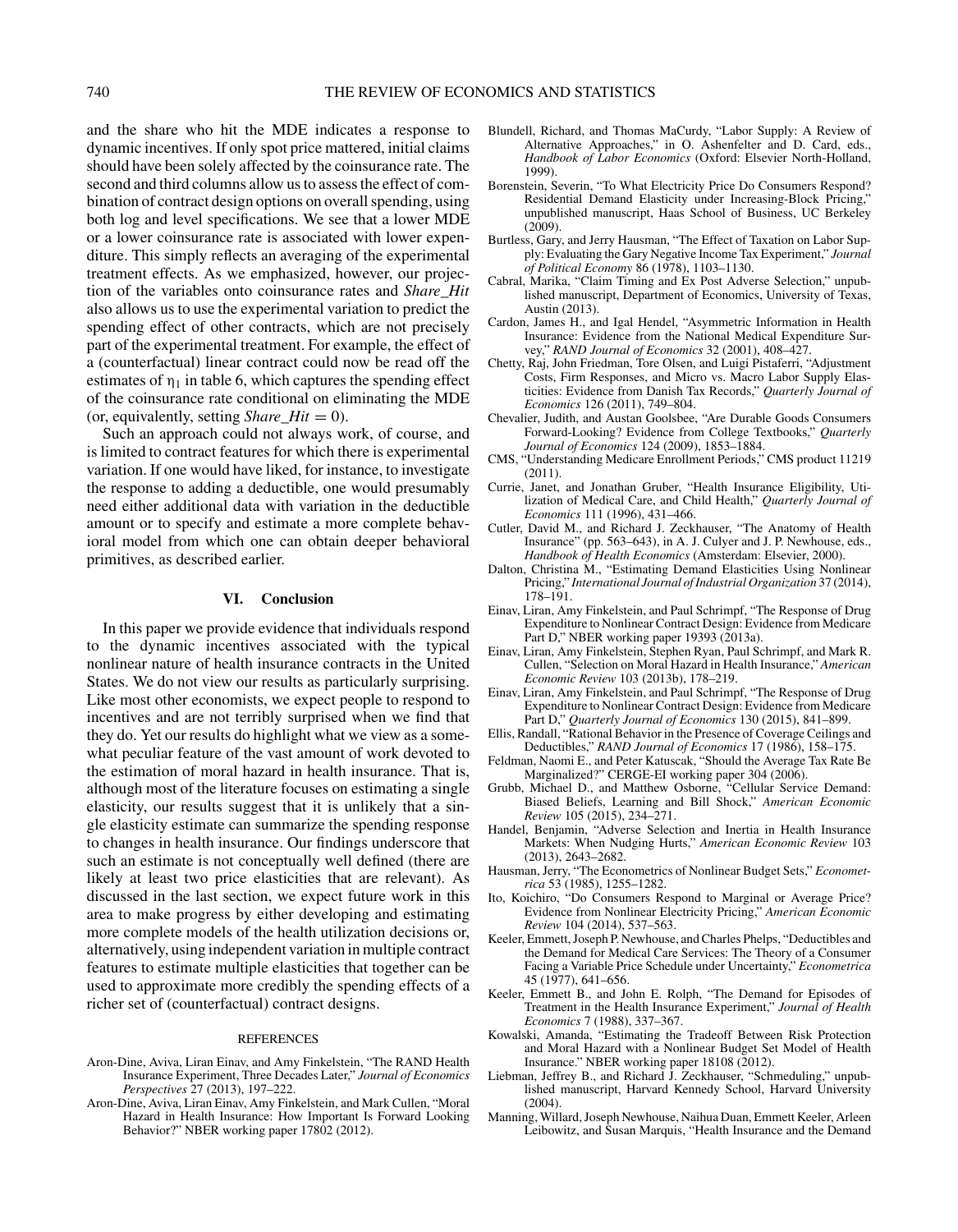and the share who hit the MDE indicates a response to dynamic incentives. If only spot price mattered, initial claims should have been solely affected by the coinsurance rate. The second and third columns allow us to assess the effect of combination of contract design options on overall spending, using both log and level specifications. We see that a lower MDE or a lower coinsurance rate is associated with lower expenditure. This simply reflects an averaging of the experimental treatment effects. As we emphasized, however, our projection of the variables onto coinsurance rates and *Share_Hit* also allows us to use the experimental variation to predict the spending effect of other contracts, which are not precisely part of the experimental treatment. For example, the effect of a (counterfactual) linear contract could now be read off the estimates of $\eta_1$ in table 6, which captures the spending effect of the coinsurance rate conditional on eliminating the MDE (or, equivalently, setting *Share_Hit* = 0).

Such an approach could not always work, of course, and is limited to contract features for which there is experimental variation. If one would have liked, for instance, to investigate the response to adding a deductible, one would presumably need either additional data with variation in the deductible amount or to specify and estimate a more complete behavioral model from which one can obtain deeper behavioral primitives, as described earlier.

## VI. Conclusion

In this paper we provide evidence that individuals respond to the dynamic incentives associated with the typical nonlinear nature of health insurance contracts in the United States. We do not view our results as particularly surprising. Like most other economists, we expect people to respond to incentives and are not terribly surprised when we find that they do. Yet our results do highlight what we view as a somewhat peculiar feature of the vast amount of work devoted to the estimation of moral hazard in health insurance. That is, although most of the literature focuses on estimating a single elasticity, our results suggest that it is unlikely that a single elasticity estimate can summarize the spending response to changes in health insurance. Our findings underscore that such an estimate is not conceptually well defined (there are likely at least two price elasticities that are relevant). As discussed in the last section, we expect future work in this area to make progress by either developing and estimating more complete models of the health utilization decisions or, alternatively, using independent variation in multiple contract features to estimate multiple elasticities that together can be used to approximate more credibly the spending effects of a richer set of (counterfactual) contract designs.

### REFERENCES

Aron-Dine, Aviva, Liran Einav, and Amy Finkelstein, "The RAND Health Insurance Experiment, Three Decades Later," *Journal of Economics Perspectives* 27 (2013), 197–222.

Aron-Dine, Aviva, Liran Einav, Amy Finkelstein, and Mark Cullen, "Moral Hazard in Health Insurance: How Important Is Forward Looking Behavior?" NBER working paper 17802 (2012).

Blundell, Richard, and Thomas MaCurdy, "Labor Supply: A Review of Alternative Approaches," in O. Ashenfelter and D. Card, eds., *Handbook of Labor Economics* (Oxford: Elsevier North-Holland, 1999).

Borenstein, Severin, "To What Electricity Price Do Consumers Respond? Residential Demand Elasticity under Increasing-Block Pricing," unpublished manuscript, Haas School of Business, UC Berkeley (2009).

Burtless, Gary, and Jerry Hausman, "The Effect of Taxation on Labor Supply: Evaluating the Gary Negative Income Tax Experiment," *Journal of Political Economy* 86 (1978), 1103–1130.

Cabral, Marika, "Claim Timing and Ex Post Adverse Selection," unpublished manuscript, Department of Economics, University of Texas, Austin (2013).

Cardon, James H., and Igal Hendel, "Asymmetric Information in Health Insurance: Evidence from the National Medical Expenditure Survey," *RAND Journal of Economics* 32 (2001), 408–427.

Chetty, Raj, John Friedman, Tore Olsen, and Luigi Pistaferri, "Adjustment Costs, Firm Responses, and Micro vs. Macro Labor Supply Elasticities: Evidence from Danish Tax Records," *Quarterly Journal of Economics* 126 (2011), 749–804.

Chevalier, Judith, and Austan Goolsbee, "Are Durable Goods Consumers Forward-Looking? Evidence from College Textbooks," *Quarterly Journal of Economics* 124 (2009), 1853–1884.

CMS, "Understanding Medicare Enrollment Periods," CMS product 11219 (2011).

Currie, Janet, and Jonathan Gruber, "Health Insurance Eligibility, Utilization of Medical Care, and Child Health," *Quarterly Journal of Economics* 111 (1996), 431–466.

Cutler, David M., and Richard J. Zeckhauser, "The Anatomy of Health Insurance" (pp. 563–643), in A. J. Culyer and J. P. Newhouse, eds., *Handbook of Health Economics* (Amsterdam: Elsevier, 2000).

Dalton, Christina M., "Estimating Demand Elasticities Using Nonlinear Pricing," *International Journal of Industrial Organization* 37 (2014), 178–191.

Einav, Liran, Amy Finkelstein, and Paul Schrimpf, "The Response of Drug Expenditure to Nonlinear Contract Design: Evidence from Medicare Part D," NBER working paper 19393 (2013a).

Einav, Liran, Amy Finkelstein, Stephen Ryan, Paul Schrimpf, and Mark R. Cullen, "Selection on Moral Hazard in Health Insurance," *American Economic Review* 103 (2013b), 178–219.

Einav, Liran, Amy Finkelstein, and Paul Schrimpf, "The Response of Drug Expenditure to Nonlinear Contract Design: Evidence from Medicare Part D," *Quarterly Journal of Economics* 130 (2015), 841–899.

Ellis, Randall, "Rational Behavior in the Presence of Coverage Ceilings and Deductibles," *RAND Journal of Economics* 17 (1986), 158–175.

Feldman, Naomi E., and Peter Katuscak, "Should the Average Tax Rate Be Marginalized?" CERGE-EI working paper 304 (2006).

Grubb, Michael D., and Matthew Osborne, "Cellular Service Demand: Biased Beliefs, Learning and Bill Shock," *American Economic Review* 105 (2015), 234–271.

Handel, Benjamin, "Adverse Selection and Inertia in Health Insurance Markets: When Nudging Hurts," *American Economic Review* 103 (2013), 2643–2682.

Hausman, Jerry, "The Econometrics of Nonlinear Budget Sets," *Econometrica* 53 (1985), 1255–1282.

Ito, Koichiro, "Do Consumers Respond to Marginal or Average Price? Evidence from Nonlinear Electricity Pricing," *American Economic Review* 104 (2014), 537–563.

Keeler, Emmett, Joseph P. Newhouse, and Charles Phelps, "Deductibles and the Demand for Medical Care Services: The Theory of a Consumer Facing a Variable Price Schedule under Uncertainty," *Econometrica* 45 (1977), 641–656.

Keeler, Emmett B., and John E. Rolph, "The Demand for Episodes of Treatment in the Health Insurance Experiment," *Journal of Health Economics* 7 (1988), 337–367.

Kowalski, Amanda, "Estimating the Tradeoff Between Risk Protection and Moral Hazard with a Nonlinear Budget Set Model of Health Insurance." NBER working paper 18108 (2012).

Liebman, Jeffrey B., and Richard J. Zeckhauser, "Schmeduling," unpublished manuscript, Harvard Kennedy School, Harvard University (2004).

Manning, Willard, Joseph Newhouse, Naihua Duan, Emmett Keeler, Arleen Leibowitz, and Susan Marquis, "Health Insurance and the Demand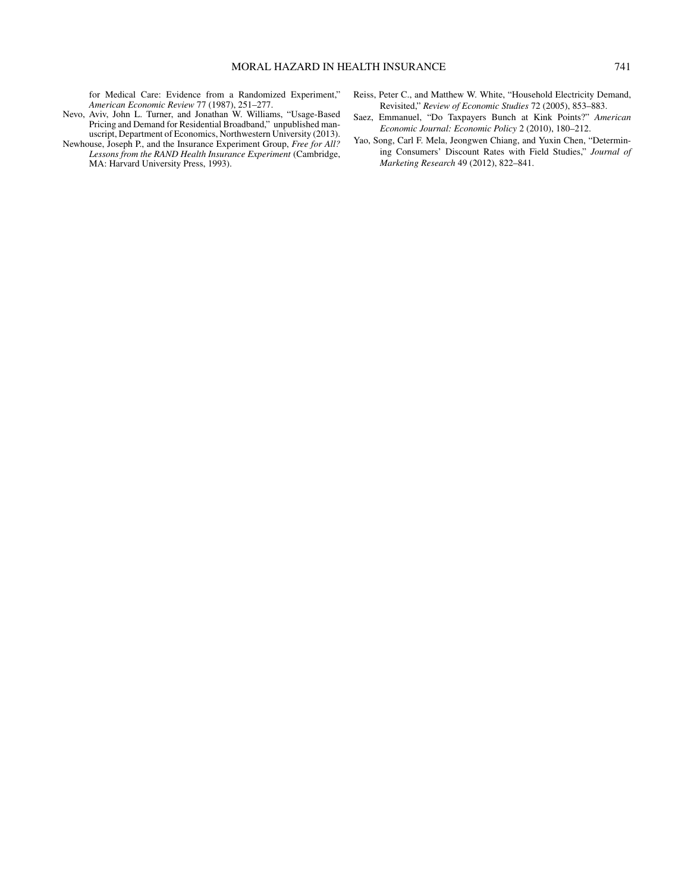for Medical Care: Evidence from a Randomized Experiment," *American Economic Review* 77 (1987), 251–277.

Nevo, Aviv, John L. Turner, and Jonathan W. Williams, "Usage-Based Pricing and Demand for Residential Broadband," unpublished manuscript, Department of Economics, Northwestern University (2013).

Newhouse, Joseph P., and the Insurance Experiment Group, *Free for All? Lessons from the RAND Health Insurance Experiment* (Cambridge, MA: Harvard University Press, 1993).

Reiss, Peter C., and Matthew W. White, "Household Electricity Demand, Revisited," *Review of Economic Studies* 72 (2005), 853–883.

Saez, Emmanuel, "Do Taxpayers Bunch at Kink Points?" *American Economic Journal: Economic Policy* 2 (2010), 180–212.

Yao, Song, Carl F. Mela, Jeongwen Chiang, and Yuxin Chen, "Determining Consumers' Discount Rates with Field Studies," *Journal of Marketing Research* 49 (2012), 822–841.